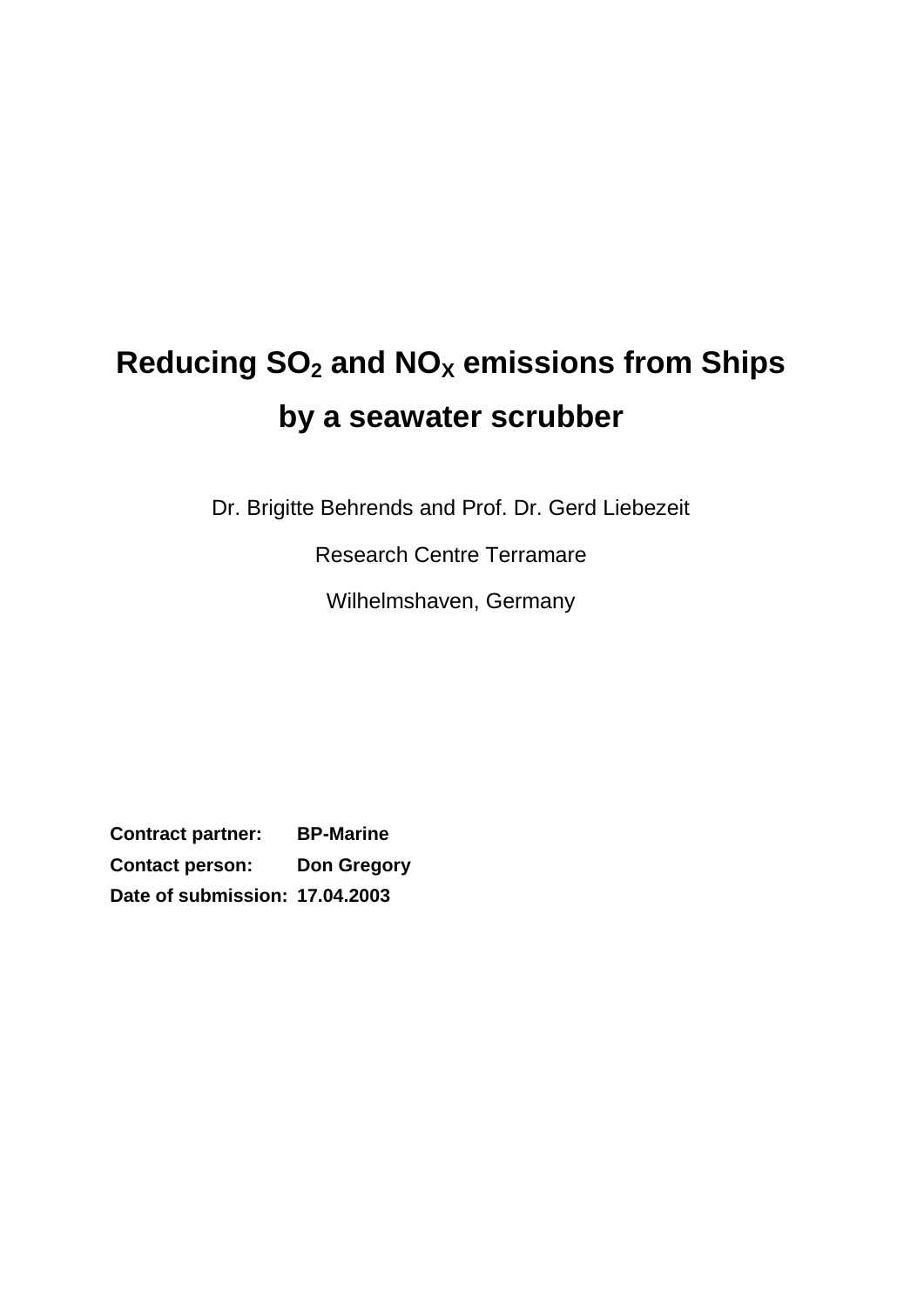# Reducing $SO_2$ and $NO_X$ emissions from Ships by a seawater scrubber

Dr. Brigitte Behrends and Prof. Dr. Gerd Liebezeit

Research Centre Terramare

Wilhelmshaven, Germany

**Contract partner:** **BP-Marine**

**Contact person:** **Don Gregory**

**Date of submission:** **17.04.2003**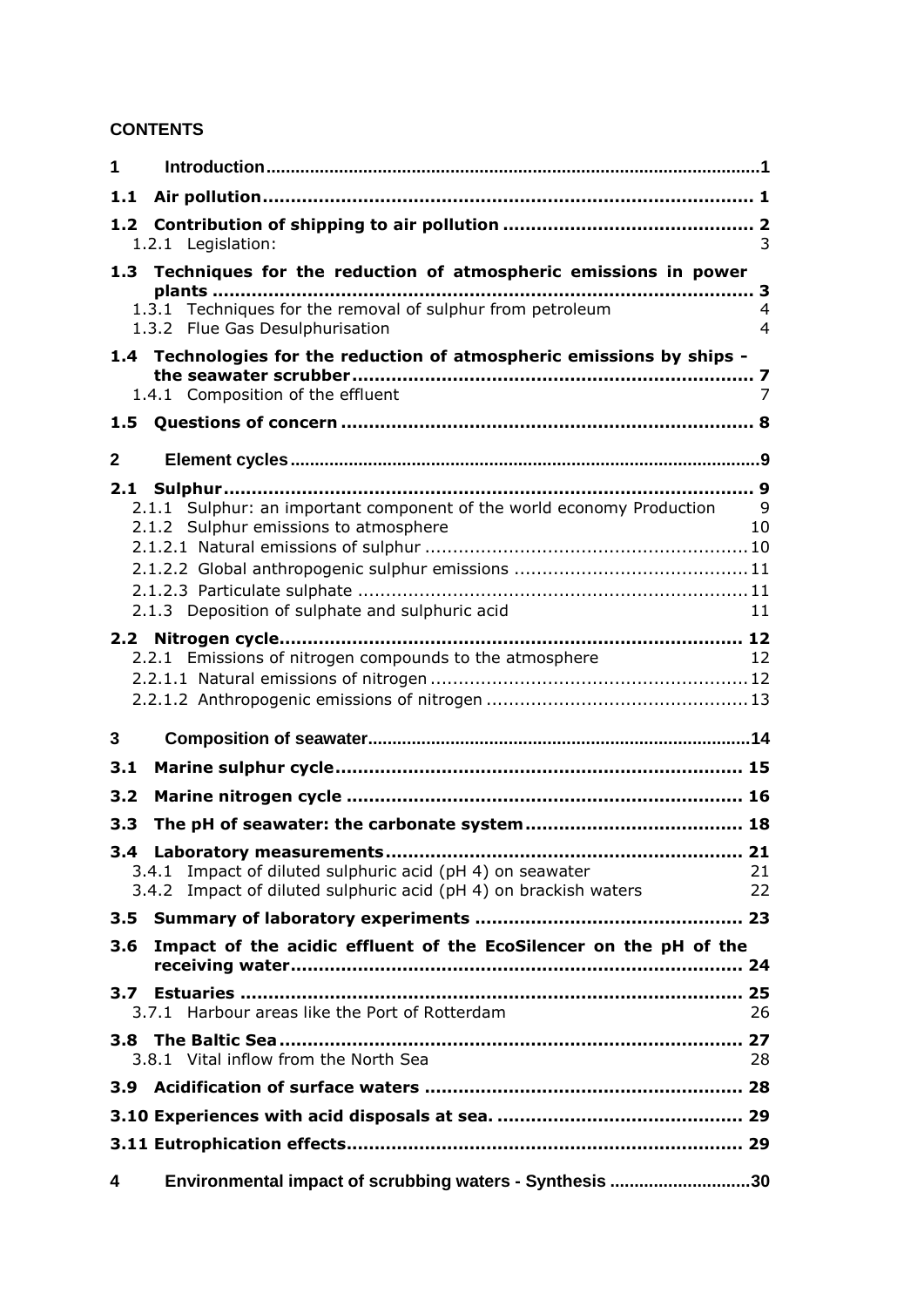**CONTENTS**

| | | |
|---|---|---|
| **1** | **Introduction** | **1** |
| **1.1** | **Air pollution** | **1** |
| **1.2** | **Contribution of shipping to air pollution** | **2** |
| | 1.2.1 Legislation: | 3 |
| **1.3** | **Techniques for the reduction of atmospheric emissions in power plants** | **3** |
| | 1.3.1 Techniques for the removal of sulphur from petroleum | 4 |
| | 1.3.2 Flue Gas Desulphurisation | 4 |
| **1.4** | **Technologies for the reduction of atmospheric emissions by ships - the seawater scrubber** | **7** |
| | 1.4.1 Composition of the effluent | 7 |
| **1.5** | **Questions of concern** | **8** |
| **2** | **Element cycles** | **9** |
| **2.1** | **Sulphur** | **9** |
| | 2.1.1 Sulphur: an important component of the world economy Production | 9 |
| | 2.1.2 Sulphur emissions to atmosphere | 10 |
| | 2.1.2.1 Natural emissions of sulphur | 10 |
| | 2.1.2.2 Global anthropogenic sulphur emissions | 11 |
| | 2.1.2.3 Particulate sulphate | 11 |
| | 2.1.3 Deposition of sulphate and sulphuric acid | 11 |
| **2.2** | **Nitrogen cycle** | **12** |
| | 2.2.1 Emissions of nitrogen compounds to the atmosphere | 12 |
| | 2.2.1.1 Natural emissions of nitrogen | 12 |
| | 2.2.1.2 Anthropogenic emissions of nitrogen | 13 |
| **3** | **Composition of seawater** | **14** |
| **3.1** | **Marine sulphur cycle** | **15** |
| **3.2** | **Marine nitrogen cycle** | **16** |
| **3.3** | **The pH of seawater: the carbonate system** | **18** |
| **3.4** | **Laboratory measurements** | **21** |
| | 3.4.1 Impact of diluted sulphuric acid (pH 4) on seawater | 21 |
| | 3.4.2 Impact of diluted sulphuric acid (pH 4) on brackish waters | 22 |
| **3.5** | **Summary of laboratory experiments** | **23** |
| **3.6** | **Impact of the acidic effluent of the EcoSilencer on the pH of the receiving water** | **24** |
| **3.7** | **Estuaries** | **25** |
| | 3.7.1 Harbour areas like the Port of Rotterdam | 26 |
| **3.8** | **The Baltic Sea** | **27** |
| | 3.8.1 Vital inflow from the North Sea | 28 |
| **3.9** | **Acidification of surface waters** | **28** |
| **3.10** | **Experiences with acid disposals at sea.** | **29** |
| **3.11** | **Eutrophication effects** | **29** |
| **4** | **Environmental impact of scrubbing waters - Synthesis** | **30** |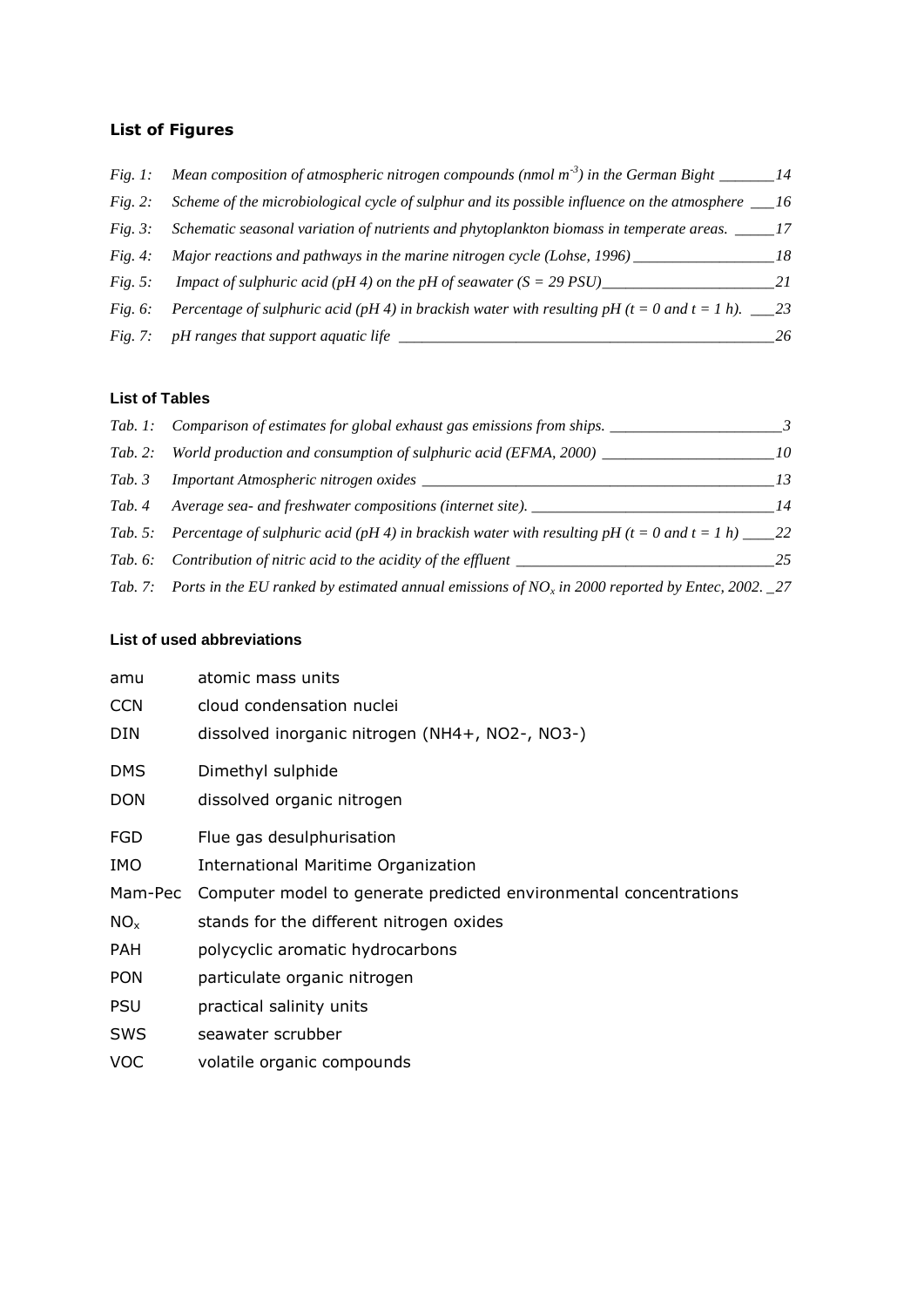### List of Figures

*Fig. 1:* *Mean composition of atmospheric nitrogen compounds (nmol $m^{-3}$) in the German Bight* ________14

*Fig. 2:* *Scheme of the microbiological cycle of sulphur and its possible influence on the atmosphere* ___16

*Fig. 3:* *Schematic seasonal variation of nutrients and phytoplankton biomass in temperate areas.* _____17

*Fig. 4:* *Major reactions and pathways in the marine nitrogen cycle (Lohse, 1996)* __________________18

*Fig. 5:* *Impact of sulphuric acid (pH 4) on the pH of seawater (S = 29 PSU)*______________________21

*Fig. 6:* *Percentage of sulphuric acid (pH 4) in brackish water with resulting pH (t = 0 and t = 1 h).* ___23

*Fig. 7:* *pH ranges that support aquatic life* _______________________________________________26

### List of Tables

*Tab. 1:* *Comparison of estimates for global exhaust gas emissions from ships.* ______________________3

*Tab. 2:* *World production and consumption of sulphuric acid (EFMA, 2000)* ______________________10

*Tab. 3* *Important Atmospheric nitrogen oxides* ____________________________________________13

*Tab. 4* *Average sea- and freshwater compositions (internet site).* ______________________________14

*Tab. 5:* *Percentage of sulphuric acid (pH 4) in brackish water with resulting pH (t = 0 and t = 1 h)* ____22

*Tab. 6:* *Contribution of nitric acid to the acidity of the effluent* ________________________________25

*Tab. 7:* *Ports in the EU ranked by estimated annual emissions of $NO_x$ in 2000 reported by Entec, 2002.* _27

### List of used abbreviations

| | |
|---|---|
| amu | atomic mass units |
| CCN | cloud condensation nuclei |
| DIN | dissolved inorganic nitrogen (NH4+, NO2-, NO3-) |
| DMS | Dimethyl sulphide |
| DON | dissolved organic nitrogen |
| FGD | Flue gas desulphurisation |
| IMO | International Maritime Organization |
| Mam-Pec | Computer model to generate predicted environmental concentrations |
| $NO_x$ | stands for the different nitrogen oxides |
| PAH | polycyclic aromatic hydrocarbons |
| PON | particulate organic nitrogen |
| PSU | practical salinity units |
| SWS | seawater scrubber |
| VOC | volatile organic compounds |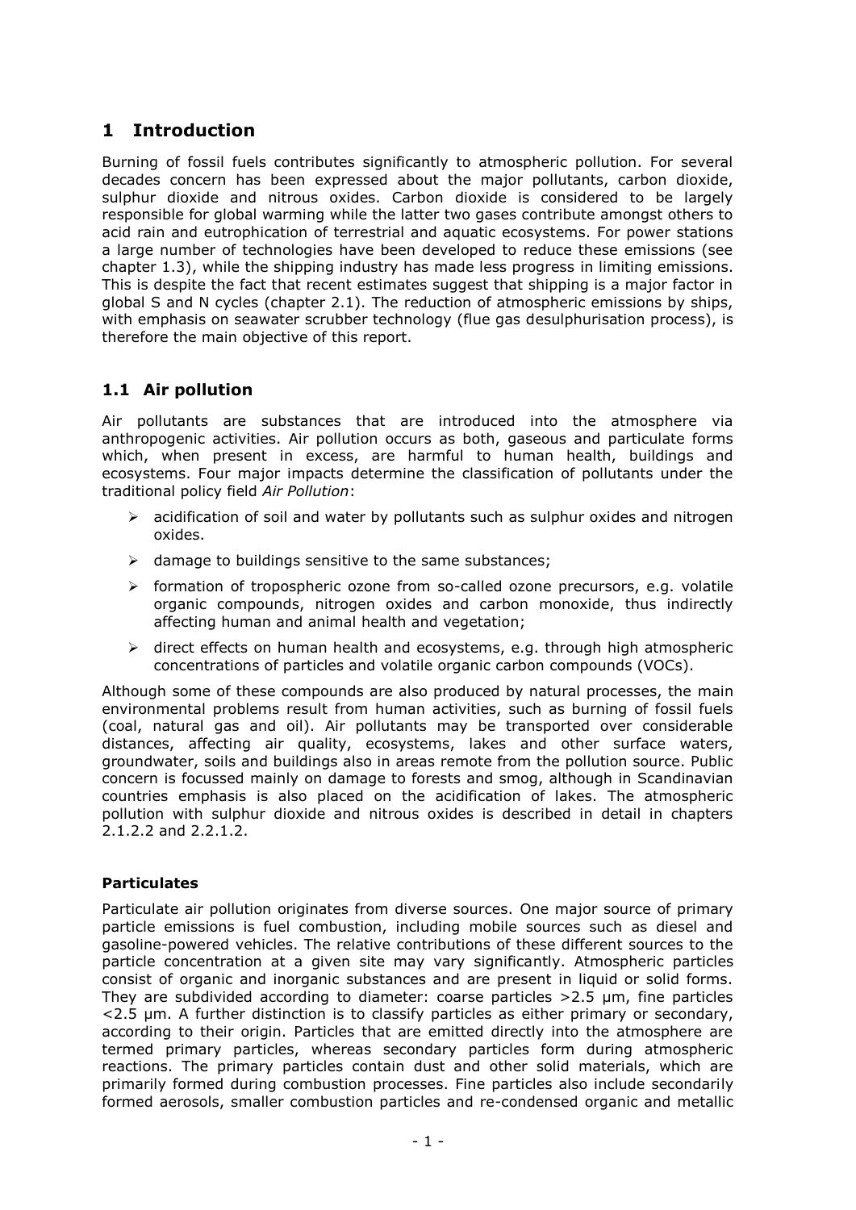# 1 Introduction

Burning of fossil fuels contributes significantly to atmospheric pollution. For several decades concern has been expressed about the major pollutants, carbon dioxide, sulphur dioxide and nitrous oxides. Carbon dioxide is considered to be largely responsible for global warming while the latter two gases contribute amongst others to acid rain and eutrophication of terrestrial and aquatic ecosystems. For power stations a large number of technologies have been developed to reduce these emissions (see chapter 1.3), while the shipping industry has made less progress in limiting emissions. This is despite the fact that recent estimates suggest that shipping is a major factor in global S and N cycles (chapter 2.1). The reduction of atmospheric emissions by ships, with emphasis on seawater scrubber technology (flue gas desulphurisation process), is therefore the main objective of this report.

## 1.1 Air pollution

Air pollutants are substances that are introduced into the atmosphere via anthropogenic activities. Air pollution occurs as both, gaseous and particulate forms which, when present in excess, are harmful to human health, buildings and ecosystems. Four major impacts determine the classification of pollutants under the traditional policy field *Air Pollution*:

- acidification of soil and water by pollutants such as sulphur oxides and nitrogen oxides.
- damage to buildings sensitive to the same substances;
- formation of tropospheric ozone from so-called ozone precursors, e.g. volatile organic compounds, nitrogen oxides and carbon monoxide, thus indirectly affecting human and animal health and vegetation;
- direct effects on human health and ecosystems, e.g. through high atmospheric concentrations of particles and volatile organic carbon compounds (VOCs).

Although some of these compounds are also produced by natural processes, the main environmental problems result from human activities, such as burning of fossil fuels (coal, natural gas and oil). Air pollutants may be transported over considerable distances, affecting air quality, ecosystems, lakes and other surface waters, groundwater, soils and buildings also in areas remote from the pollution source. Public concern is focussed mainly on damage to forests and smog, although in Scandinavian countries emphasis is also placed on the acidification of lakes. The atmospheric pollution with sulphur dioxide and nitrous oxides is described in detail in chapters 2.1.2.2 and 2.2.1.2.

**Particulates**

Particulate air pollution originates from diverse sources. One major source of primary particle emissions is fuel combustion, including mobile sources such as diesel and gasoline-powered vehicles. The relative contributions of these different sources to the particle concentration at a given site may vary significantly. Atmospheric particles consist of organic and inorganic substances and are present in liquid or solid forms. They are subdivided according to diameter: coarse particles >2.5 µm, fine particles <2.5 µm. A further distinction is to classify particles as either primary or secondary, according to their origin. Particles that are emitted directly into the atmosphere are termed primary particles, whereas secondary particles form during atmospheric reactions. The primary particles contain dust and other solid materials, which are primarily formed during combustion processes. Fine particles also include secondarily formed aerosols, smaller combustion particles and re-condensed organic and metallic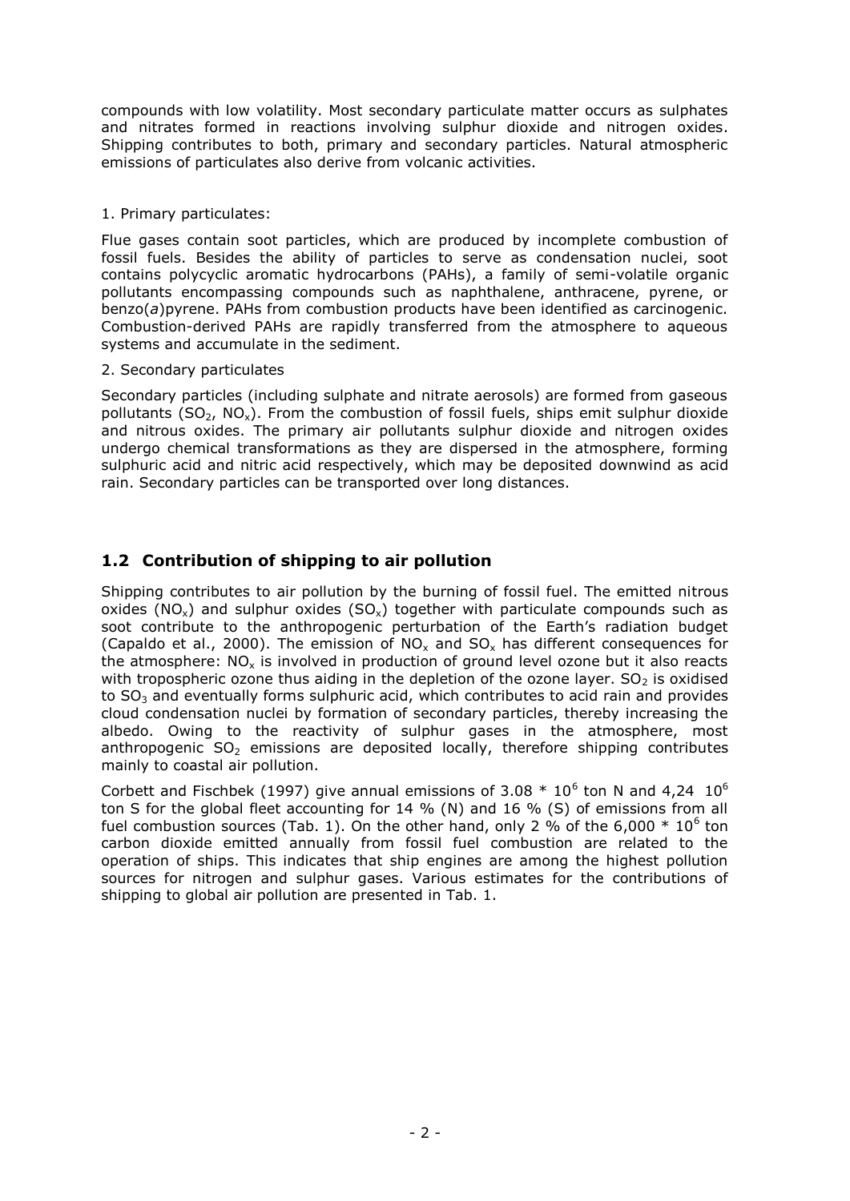compounds with low volatility. Most secondary particulate matter occurs as sulphates and nitrates formed in reactions involving sulphur dioxide and nitrogen oxides. Shipping contributes to both, primary and secondary particles. Natural atmospheric emissions of particulates also derive from volcanic activities.

1. Primary particulates:

Flue gases contain soot particles, which are produced by incomplete combustion of fossil fuels. Besides the ability of particles to serve as condensation nuclei, soot contains polycyclic aromatic hydrocarbons (PAHs), a family of semi-volatile organic pollutants encompassing compounds such as naphthalene, anthracene, pyrene, or benzo(*a*)pyrene. PAHs from combustion products have been identified as carcinogenic. Combustion-derived PAHs are rapidly transferred from the atmosphere to aqueous systems and accumulate in the sediment.

2. Secondary particulates

Secondary particles (including sulphate and nitrate aerosols) are formed from gaseous pollutants ($SO_2$, $NO_x$). From the combustion of fossil fuels, ships emit sulphur dioxide and nitrous oxides. The primary air pollutants sulphur dioxide and nitrogen oxides undergo chemical transformations as they are dispersed in the atmosphere, forming sulphuric acid and nitric acid respectively, which may be deposited downwind as acid rain. Secondary particles can be transported over long distances.

## 1.2 Contribution of shipping to air pollution

Shipping contributes to air pollution by the burning of fossil fuel. The emitted nitrous oxides ($NO_x$) and sulphur oxides ($SO_x$) together with particulate compounds such as soot contribute to the anthropogenic perturbation of the Earth's radiation budget (Capaldo et al., 2000). The emission of $NO_x$ and $SO_x$ has different consequences for the atmosphere: $NO_x$ is involved in production of ground level ozone but it also reacts with tropospheric ozone thus aiding in the depletion of the ozone layer. $SO_2$ is oxidised to $SO_3$ and eventually forms sulphuric acid, which contributes to acid rain and provides cloud condensation nuclei by formation of secondary particles, thereby increasing the albedo. Owing to the reactivity of sulphur gases in the atmosphere, most anthropogenic $SO_2$ emissions are deposited locally, therefore shipping contributes mainly to coastal air pollution.

Corbett and Fischbek (1997) give annual emissions of $3.08 * 10^6$ ton N and $4,24\ 10^6$ ton S for the global fleet accounting for 14 % (N) and 16 % (S) of emissions from all fuel combustion sources (Tab. 1). On the other hand, only 2 % of the $6,000 * 10^6$ ton carbon dioxide emitted annually from fossil fuel combustion are related to the operation of ships. This indicates that ship engines are among the highest pollution sources for nitrogen and sulphur gases. Various estimates for the contributions of shipping to global air pollution are presented in Tab. 1.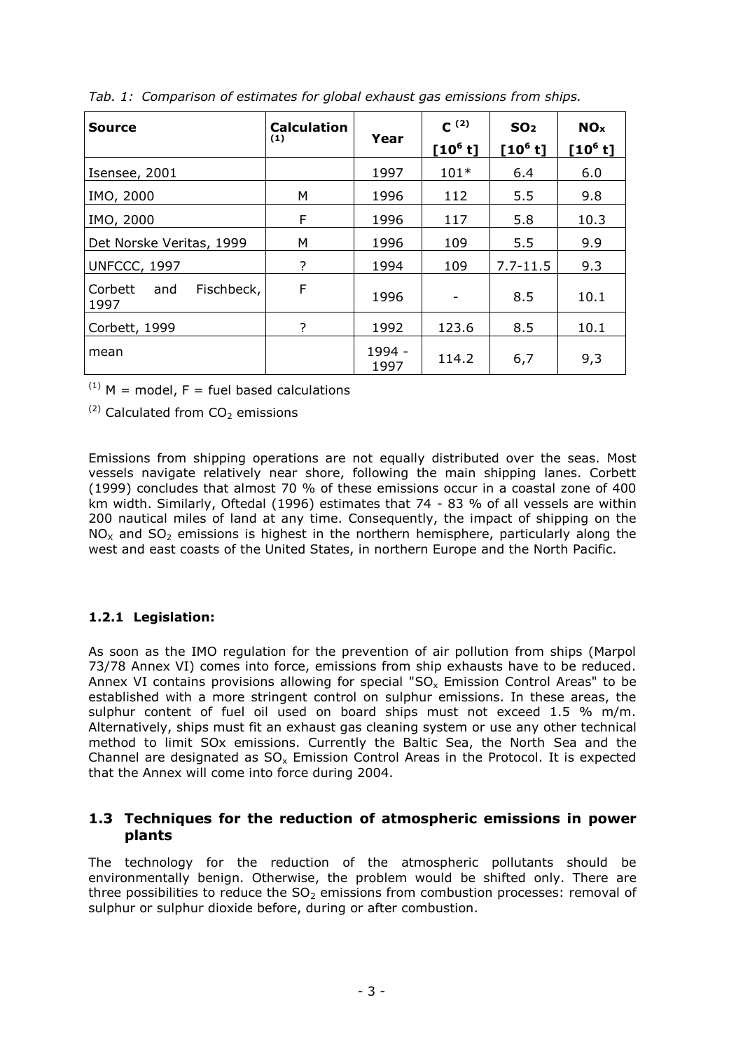*Tab. 1: Comparison of estimates for global exhaust gas emissions from ships.*

| Source | Calculation (1) | Year | C (2) [$10^6$ t] | $SO_2$ [$10^6$ t] | $NO_x$ [$10^6$ t] |
|---|---|---|---|---|---|
| Isensee, 2001 | | 1997 | 101* | 6.4 | 6.0 |
| IMO, 2000 | M | 1996 | 112 | 5.5 | 9.8 |
| IMO, 2000 | F | 1996 | 117 | 5.8 | 10.3 |
| Det Norske Veritas, 1999 | M | 1996 | 109 | 5.5 | 9.9 |
| UNFCCC, 1997 | ? | 1994 | 109 | 7.7-11.5 | 9.3 |
| Corbett and Fischbeck, 1997 | F | 1996 | - | 8.5 | 10.1 |
| Corbett, 1999 | ? | 1992 | 123.6 | 8.5 | 10.1 |
| mean | | 1994 - 1997 | 114.2 | 6,7 | 9,3 |

(1) M = model, F = fuel based calculations

(2) Calculated from $CO_2$ emissions

Emissions from shipping operations are not equally distributed over the seas. Most vessels navigate relatively near shore, following the main shipping lanes. Corbett (1999) concludes that almost 70 % of these emissions occur in a coastal zone of 400 km width. Similarly, Oftedal (1996) estimates that 74 - 83 % of all vessels are within 200 nautical miles of land at any time. Consequently, the impact of shipping on the $NO_X$ and $SO_2$ emissions is highest in the northern hemisphere, particularly along the west and east coasts of the United States, in northern Europe and the North Pacific.

#### 1.2.1 Legislation:

As soon as the IMO regulation for the prevention of air pollution from ships (Marpol 73/78 Annex VI) comes into force, emissions from ship exhausts have to be reduced. Annex VI contains provisions allowing for special "$SO_x$ Emission Control Areas" to be established with a more stringent control on sulphur emissions. In these areas, the sulphur content of fuel oil used on board ships must not exceed 1.5 % m/m. Alternatively, ships must fit an exhaust gas cleaning system or use any other technical method to limit SOx emissions. Currently the Baltic Sea, the North Sea and the Channel are designated as $SO_x$ Emission Control Areas in the Protocol. It is expected that the Annex will come into force during 2004.

### 1.3 Techniques for the reduction of atmospheric emissions in power plants

The technology for the reduction of the atmospheric pollutants should be environmentally benign. Otherwise, the problem would be shifted only. There are three possibilities to reduce the $SO_2$ emissions from combustion processes: removal of sulphur or sulphur dioxide before, during or after combustion.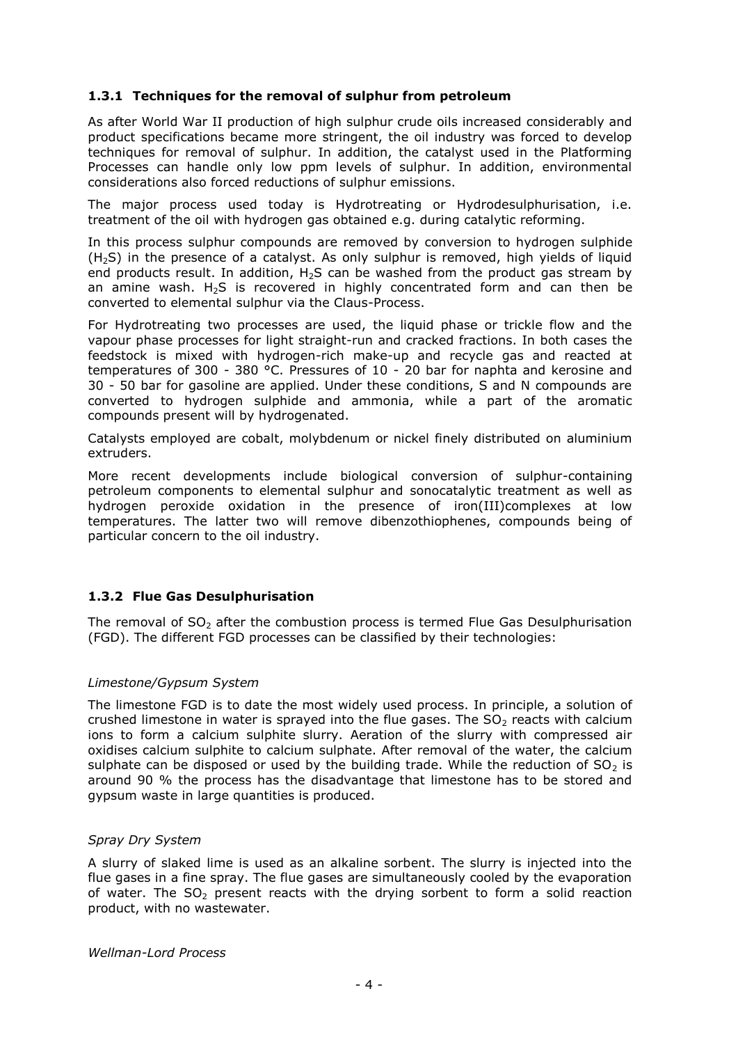### 1.3.1 Techniques for the removal of sulphur from petroleum

As after World War II production of high sulphur crude oils increased considerably and product specifications became more stringent, the oil industry was forced to develop techniques for removal of sulphur. In addition, the catalyst used in the Platforming Processes can handle only low ppm levels of sulphur. In addition, environmental considerations also forced reductions of sulphur emissions.

The major process used today is Hydrotreating or Hydrodesulphurisation, i.e. treatment of the oil with hydrogen gas obtained e.g. during catalytic reforming.

In this process sulphur compounds are removed by conversion to hydrogen sulphide ($H_2S$) in the presence of a catalyst. As only sulphur is removed, high yields of liquid end products result. In addition, $H_2S$ can be washed from the product gas stream by an amine wash. $H_2S$ is recovered in highly concentrated form and can then be converted to elemental sulphur via the Claus-Process.

For Hydrotreating two processes are used, the liquid phase or trickle flow and the vapour phase processes for light straight-run and cracked fractions. In both cases the feedstock is mixed with hydrogen-rich make-up and recycle gas and reacted at temperatures of 300 - 380 °C. Pressures of 10 - 20 bar for naphta and kerosine and 30 - 50 bar for gasoline are applied. Under these conditions, S and N compounds are converted to hydrogen sulphide and ammonia, while a part of the aromatic compounds present will by hydrogenated.

Catalysts employed are cobalt, molybdenum or nickel finely distributed on aluminium extruders.

More recent developments include biological conversion of sulphur-containing petroleum components to elemental sulphur and sonocatalytic treatment as well as hydrogen peroxide oxidation in the presence of iron(III)complexes at low temperatures. The latter two will remove dibenzothiophenes, compounds being of particular concern to the oil industry.

### 1.3.2 Flue Gas Desulphurisation

The removal of $SO_2$ after the combustion process is termed Flue Gas Desulphurisation (FGD). The different FGD processes can be classified by their technologies:

*Limestone/Gypsum System*

The limestone FGD is to date the most widely used process. In principle, a solution of crushed limestone in water is sprayed into the flue gases. The $SO_2$ reacts with calcium ions to form a calcium sulphite slurry. Aeration of the slurry with compressed air oxidises calcium sulphite to calcium sulphate. After removal of the water, the calcium sulphate can be disposed or used by the building trade. While the reduction of $SO_2$ is around 90 % the process has the disadvantage that limestone has to be stored and gypsum waste in large quantities is produced.

*Spray Dry System*

A slurry of slaked lime is used as an alkaline sorbent. The slurry is injected into the flue gases in a fine spray. The flue gases are simultaneously cooled by the evaporation of water. The $SO_2$ present reacts with the drying sorbent to form a solid reaction product, with no wastewater.

*Wellman-Lord Process*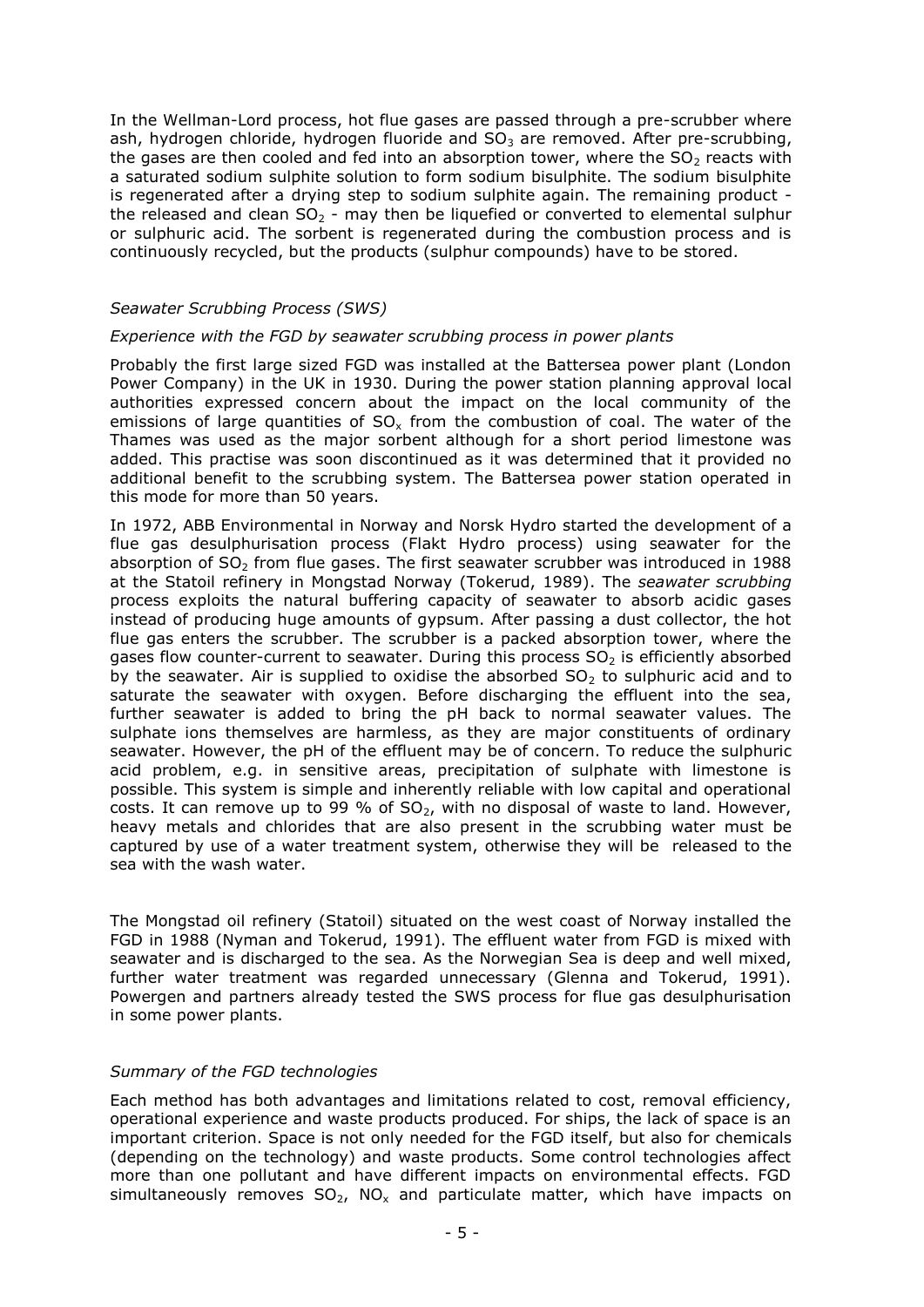In the Wellman-Lord process, hot flue gases are passed through a pre-scrubber where ash, hydrogen chloride, hydrogen fluoride and $SO_3$ are removed. After pre-scrubbing, the gases are then cooled and fed into an absorption tower, where the $SO_2$ reacts with a saturated sodium sulphite solution to form sodium bisulphite. The sodium bisulphite is regenerated after a drying step to sodium sulphite again. The remaining product - the released and clean $SO_2$ - may then be liquefied or converted to elemental sulphur or sulphuric acid. The sorbent is regenerated during the combustion process and is continuously recycled, but the products (sulphur compounds) have to be stored.

*Seawater Scrubbing Process (SWS)*

*Experience with the FGD by seawater scrubbing process in power plants*

Probably the first large sized FGD was installed at the Battersea power plant (London Power Company) in the UK in 1930. During the power station planning approval local authorities expressed concern about the impact on the local community of the emissions of large quantities of $SO_x$ from the combustion of coal. The water of the Thames was used as the major sorbent although for a short period limestone was added. This practise was soon discontinued as it was determined that it provided no additional benefit to the scrubbing system. The Battersea power station operated in this mode for more than 50 years.

In 1972, ABB Environmental in Norway and Norsk Hydro started the development of a flue gas desulphurisation process (Flakt Hydro process) using seawater for the absorption of $SO_2$ from flue gases. The first seawater scrubber was introduced in 1988 at the Statoil refinery in Mongstad Norway (Tokerud, 1989). The *seawater scrubbing* process exploits the natural buffering capacity of seawater to absorb acidic gases instead of producing huge amounts of gypsum. After passing a dust collector, the hot flue gas enters the scrubber. The scrubber is a packed absorption tower, where the gases flow counter-current to seawater. During this process $SO_2$ is efficiently absorbed by the seawater. Air is supplied to oxidise the absorbed $SO_2$ to sulphuric acid and to saturate the seawater with oxygen. Before discharging the effluent into the sea, further seawater is added to bring the pH back to normal seawater values. The sulphate ions themselves are harmless, as they are major constituents of ordinary seawater. However, the pH of the effluent may be of concern. To reduce the sulphuric acid problem, e.g. in sensitive areas, precipitation of sulphate with limestone is possible. This system is simple and inherently reliable with low capital and operational costs. It can remove up to 99 % of $SO_2$, with no disposal of waste to land. However, heavy metals and chlorides that are also present in the scrubbing water must be captured by use of a water treatment system, otherwise they will be released to the sea with the wash water.

The Mongstad oil refinery (Statoil) situated on the west coast of Norway installed the FGD in 1988 (Nyman and Tokerud, 1991). The effluent water from FGD is mixed with seawater and is discharged to the sea. As the Norwegian Sea is deep and well mixed, further water treatment was regarded unnecessary (Glenna and Tokerud, 1991). Powergen and partners already tested the SWS process for flue gas desulphurisation in some power plants.

*Summary of the FGD technologies*

Each method has both advantages and limitations related to cost, removal efficiency, operational experience and waste products produced. For ships, the lack of space is an important criterion. Space is not only needed for the FGD itself, but also for chemicals (depending on the technology) and waste products. Some control technologies affect more than one pollutant and have different impacts on environmental effects. FGD simultaneously removes $SO_2$, $NO_x$ and particulate matter, which have impacts on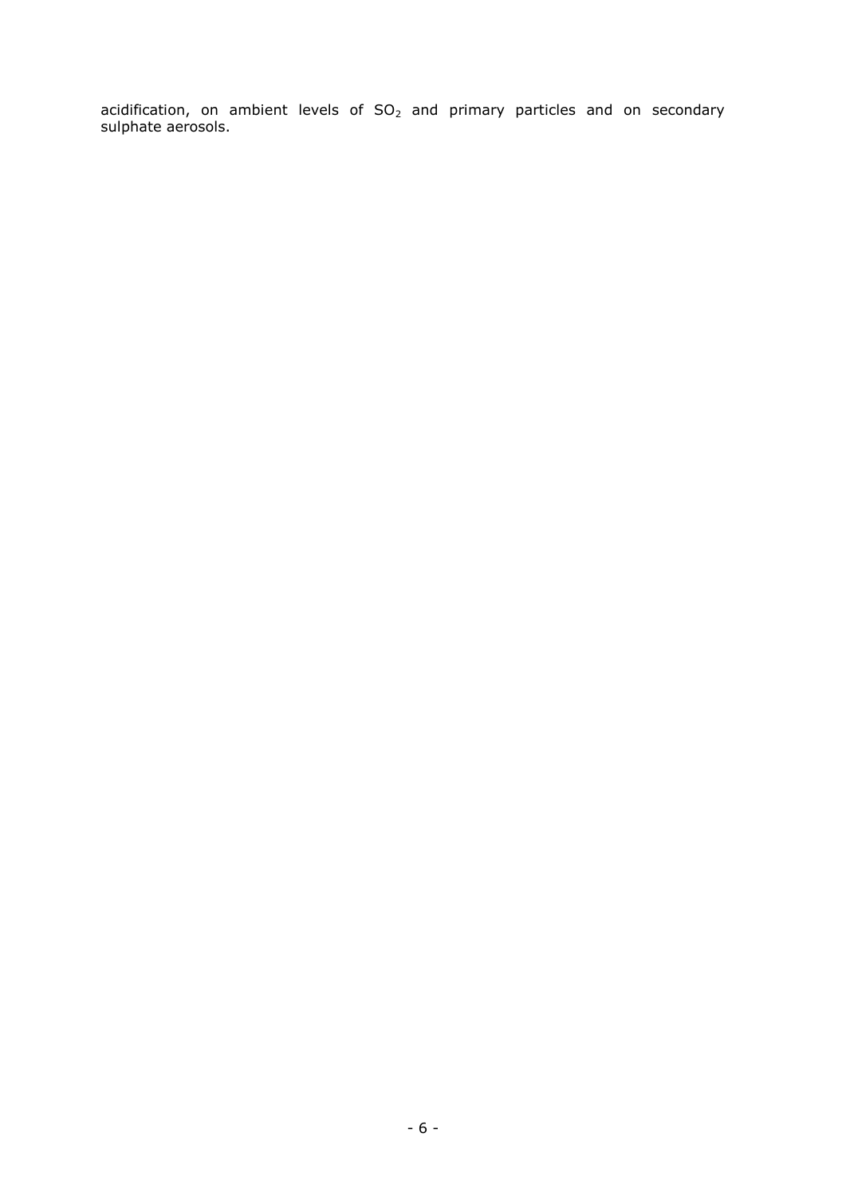acidification, on ambient levels of $SO_2$ and primary particles and on secondary sulphate aerosols.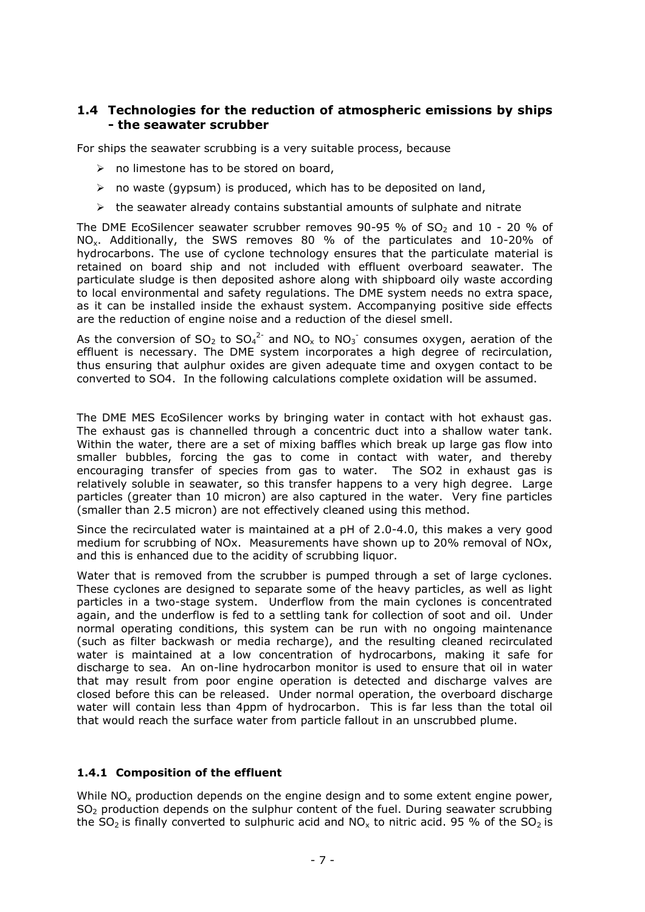## 1.4 Technologies for the reduction of atmospheric emissions by ships - the seawater scrubber

For ships the seawater scrubbing is a very suitable process, because

- no limestone has to be stored on board,
- no waste (gypsum) is produced, which has to be deposited on land,
- the seawater already contains substantial amounts of sulphate and nitrate

The DME EcoSilencer seawater scrubber removes 90-95 % of $SO_2$ and 10 - 20 % of $NO_x$. Additionally, the SWS removes 80 % of the particulates and 10-20% of hydrocarbons. The use of cyclone technology ensures that the particulate material is retained on board ship and not included with effluent overboard seawater. The particulate sludge is then deposited ashore along with shipboard oily waste according to local environmental and safety regulations. The DME system needs no extra space, as it can be installed inside the exhaust system. Accompanying positive side effects are the reduction of engine noise and a reduction of the diesel smell.

As the conversion of $SO_2$ to $SO_4^{2-}$ and $NO_x$ to $NO_3^-$ consumes oxygen, aeration of the effluent is necessary. The DME system incorporates a high degree of recirculation, thus ensuring that aulphur oxides are given adequate time and oxygen contact to be converted to SO4. In the following calculations complete oxidation will be assumed.

The DME MES EcoSilencer works by bringing water in contact with hot exhaust gas. The exhaust gas is channelled through a concentric duct into a shallow water tank. Within the water, there are a set of mixing baffles which break up large gas flow into smaller bubbles, forcing the gas to come in contact with water, and thereby encouraging transfer of species from gas to water. The SO2 in exhaust gas is relatively soluble in seawater, so this transfer happens to a very high degree. Large particles (greater than 10 micron) are also captured in the water. Very fine particles (smaller than 2.5 micron) are not effectively cleaned using this method.

Since the recirculated water is maintained at a pH of 2.0-4.0, this makes a very good medium for scrubbing of NOx. Measurements have shown up to 20% removal of NOx, and this is enhanced due to the acidity of scrubbing liquor.

Water that is removed from the scrubber is pumped through a set of large cyclones. These cyclones are designed to separate some of the heavy particles, as well as light particles in a two-stage system. Underflow from the main cyclones is concentrated again, and the underflow is fed to a settling tank for collection of soot and oil. Under normal operating conditions, this system can be run with no ongoing maintenance (such as filter backwash or media recharge), and the resulting cleaned recirculated water is maintained at a low concentration of hydrocarbons, making it safe for discharge to sea. An on-line hydrocarbon monitor is used to ensure that oil in water that may result from poor engine operation is detected and discharge valves are closed before this can be released. Under normal operation, the overboard discharge water will contain less than 4ppm of hydrocarbon. This is far less than the total oil that would reach the surface water from particle fallout in an unscrubbed plume.

### 1.4.1 Composition of the effluent

While $NO_x$ production depends on the engine design and to some extent engine power, $SO_2$ production depends on the sulphur content of the fuel. During seawater scrubbing the $SO_2$ is finally converted to sulphuric acid and $NO_x$ to nitric acid. 95 % of the $SO_2$ is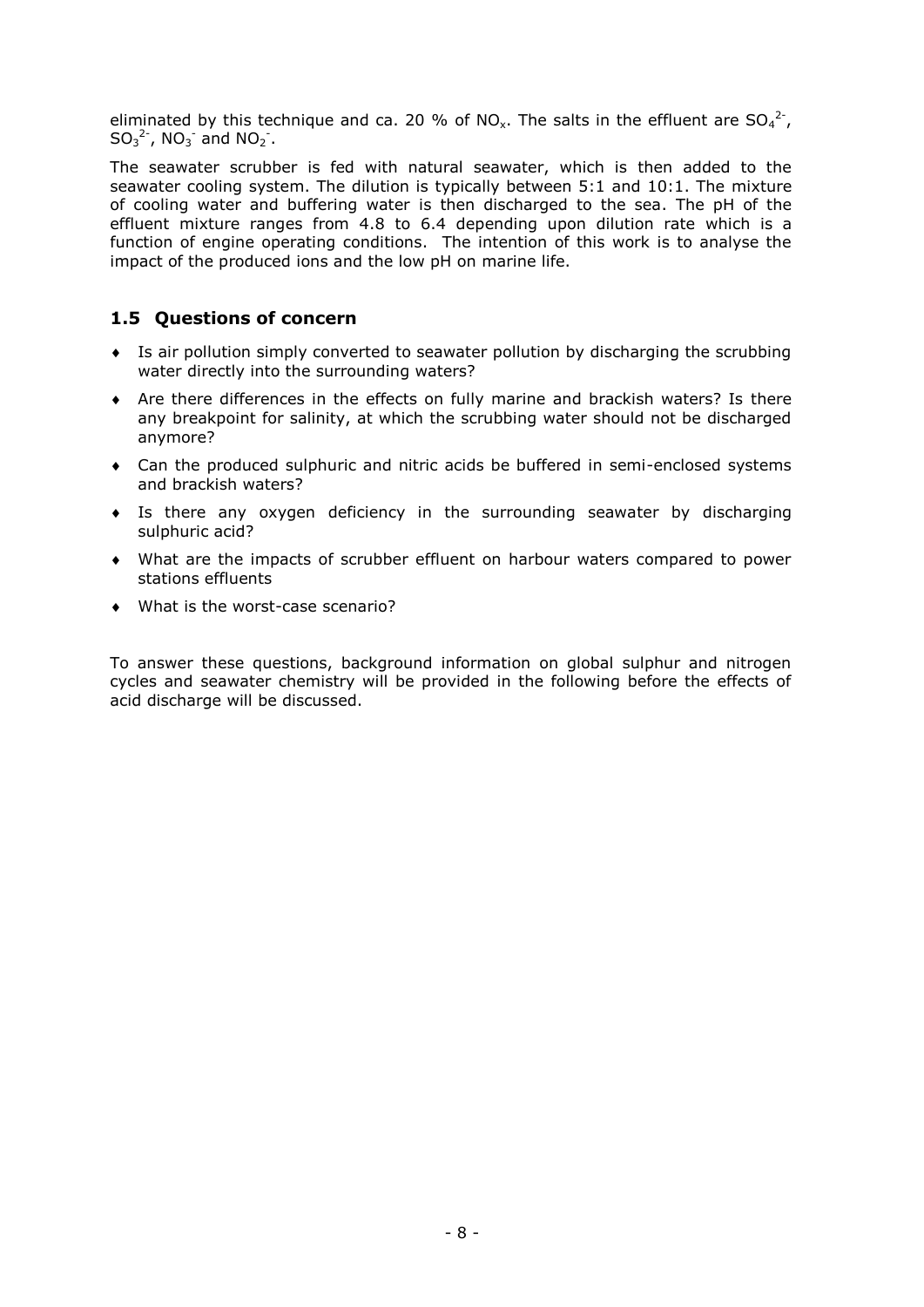eliminated by this technique and ca. 20 % of $NO_x$. The salts in the effluent are $SO_4^{2-}$, $SO_3^{2-}$, $NO_3^-$ and $NO_2^-$.

The seawater scrubber is fed with natural seawater, which is then added to the seawater cooling system. The dilution is typically between 5:1 and 10:1. The mixture of cooling water and buffering water is then discharged to the sea. The pH of the effluent mixture ranges from 4.8 to 6.4 depending upon dilution rate which is a function of engine operating conditions. The intention of this work is to analyse the impact of the produced ions and the low pH on marine life.

## 1.5 Questions of concern

- Is air pollution simply converted to seawater pollution by discharging the scrubbing water directly into the surrounding waters?
- Are there differences in the effects on fully marine and brackish waters? Is there any breakpoint for salinity, at which the scrubbing water should not be discharged anymore?
- Can the produced sulphuric and nitric acids be buffered in semi-enclosed systems and brackish waters?
- Is there any oxygen deficiency in the surrounding seawater by discharging sulphuric acid?
- What are the impacts of scrubber effluent on harbour waters compared to power stations effluents
- What is the worst-case scenario?

To answer these questions, background information on global sulphur and nitrogen cycles and seawater chemistry will be provided in the following before the effects of acid discharge will be discussed.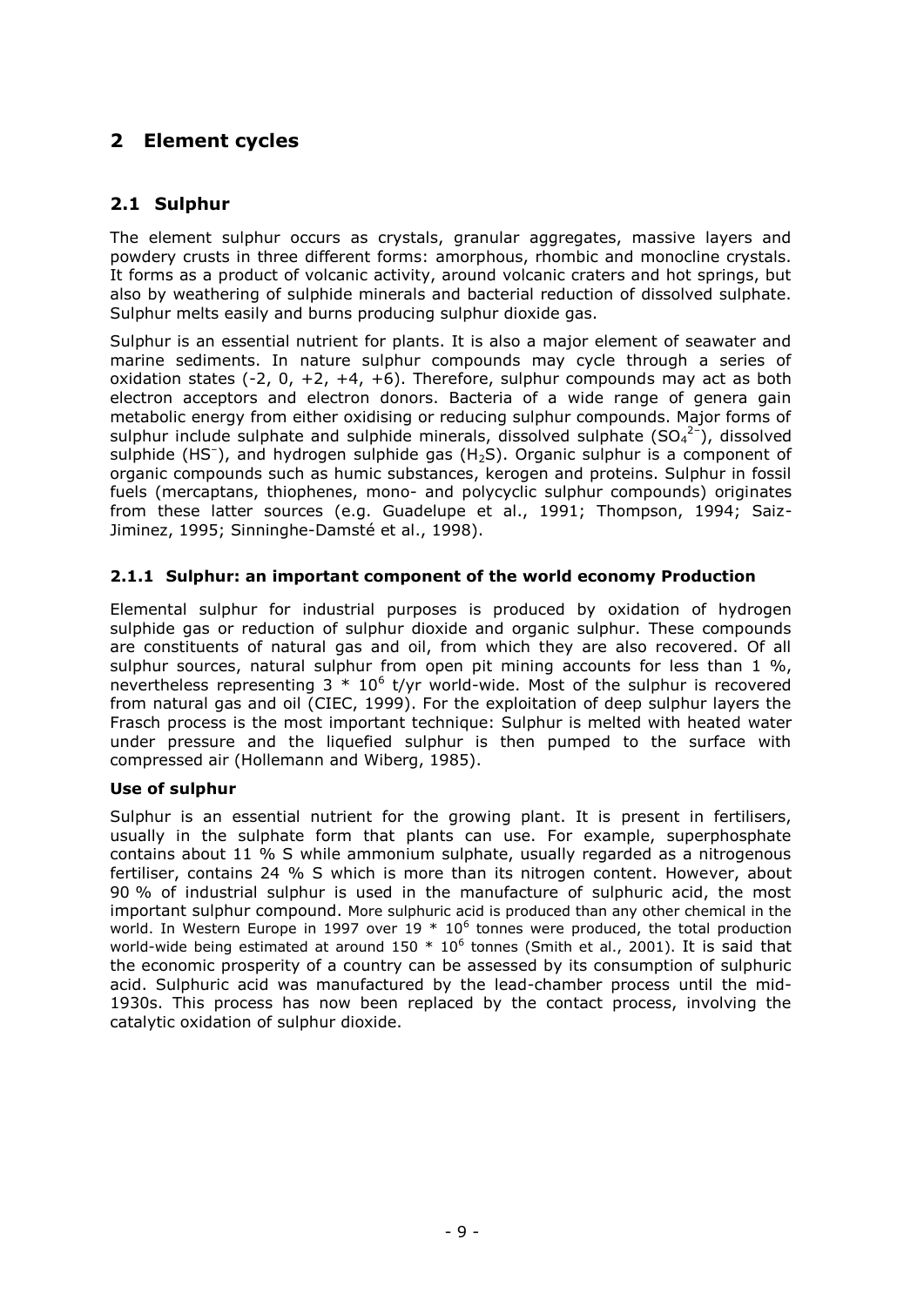# 2 Element cycles

## 2.1 Sulphur

The element sulphur occurs as crystals, granular aggregates, massive layers and powdery crusts in three different forms: amorphous, rhombic and monocline crystals. It forms as a product of volcanic activity, around volcanic craters and hot springs, but also by weathering of sulphide minerals and bacterial reduction of dissolved sulphate. Sulphur melts easily and burns producing sulphur dioxide gas.

Sulphur is an essential nutrient for plants. It is also a major element of seawater and marine sediments. In nature sulphur compounds may cycle through a series of oxidation states (-2, 0, +2, +4, +6). Therefore, sulphur compounds may act as both electron acceptors and electron donors. Bacteria of a wide range of genera gain metabolic energy from either oxidising or reducing sulphur compounds. Major forms of sulphur include sulphate and sulphide minerals, dissolved sulphate ($SO_4^{2-}$), dissolved sulphide ($HS^-$), and hydrogen sulphide gas ($H_2S$). Organic sulphur is a component of organic compounds such as humic substances, kerogen and proteins. Sulphur in fossil fuels (mercaptans, thiophenes, mono- and polycyclic sulphur compounds) originates from these latter sources (e.g. Guadelupe et al., 1991; Thompson, 1994; Saiz-Jiminez, 1995; Sinninghe-Damsté et al., 1998).

### 2.1.1 Sulphur: an important component of the world economy Production

Elemental sulphur for industrial purposes is produced by oxidation of hydrogen sulphide gas or reduction of sulphur dioxide and organic sulphur. These compounds are constituents of natural gas and oil, from which they are also recovered. Of all sulphur sources, natural sulphur from open pit mining accounts for less than 1 %, nevertheless representing $3 * 10^6$ t/yr world-wide. Most of the sulphur is recovered from natural gas and oil (CIEC, 1999). For the exploitation of deep sulphur layers the Frasch process is the most important technique: Sulphur is melted with heated water under pressure and the liquefied sulphur is then pumped to the surface with compressed air (Hollemann and Wiberg, 1985).

**Use of sulphur**

Sulphur is an essential nutrient for the growing plant. It is present in fertilisers, usually in the sulphate form that plants can use. For example, superphosphate contains about 11 % S while ammonium sulphate, usually regarded as a nitrogenous fertiliser, contains 24 % S which is more than its nitrogen content. However, about 90 % of industrial sulphur is used in the manufacture of sulphuric acid, the most important sulphur compound. More sulphuric acid is produced than any other chemical in the world. In Western Europe in 1997 over $19 * 10^6$ tonnes were produced, the total production world-wide being estimated at around $150 * 10^6$ tonnes (Smith et al., 2001). It is said that the economic prosperity of a country can be assessed by its consumption of sulphuric acid. Sulphuric acid was manufactured by the lead-chamber process until the mid-1930s. This process has now been replaced by the contact process, involving the catalytic oxidation of sulphur dioxide.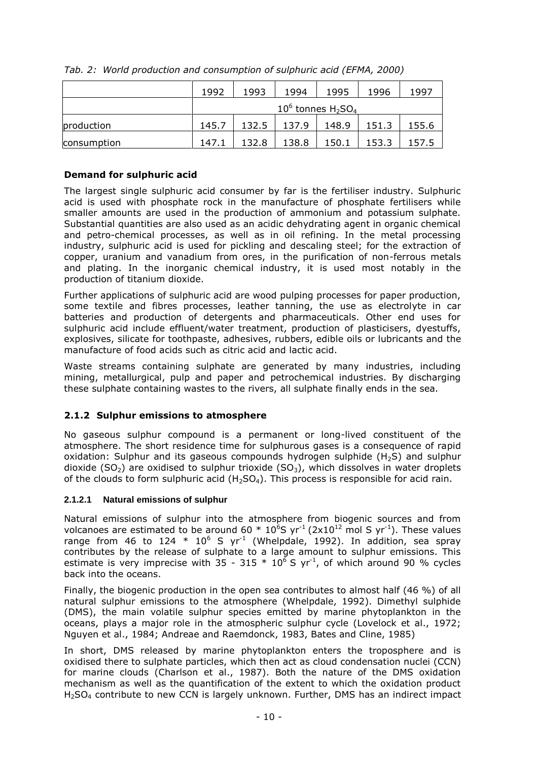*Tab. 2: World production and consumption of sulphuric acid (EFMA, 2000)*

| | 1992 | 1993 | 1994 | 1995 | 1996 | 1997 |
|---|---|---|---|---|---|---|
| | $10^6$ tonnes $H_2SO_4$ | | | | | |
| production | 145.7 | 132.5 | 137.9 | 148.9 | 151.3 | 155.6 |
| consumption | 147.1 | 132.8 | 138.8 | 150.1 | 153.3 | 157.5 |

**Demand for sulphuric acid**

The largest single sulphuric acid consumer by far is the fertiliser industry. Sulphuric acid is used with phosphate rock in the manufacture of phosphate fertilisers while smaller amounts are used in the production of ammonium and potassium sulphate. Substantial quantities are also used as an acidic dehydrating agent in organic chemical and petro-chemical processes, as well as in oil refining. In the metal processing industry, sulphuric acid is used for pickling and descaling steel; for the extraction of copper, uranium and vanadium from ores, in the purification of non-ferrous metals and plating. In the inorganic chemical industry, it is used most notably in the production of titanium dioxide.

Further applications of sulphuric acid are wood pulping processes for paper production, some textile and fibres processes, leather tanning, the use as electrolyte in car batteries and production of detergents and pharmaceuticals. Other end uses for sulphuric acid include effluent/water treatment, production of plasticisers, dyestuffs, explosives, silicate for toothpaste, adhesives, rubbers, edible oils or lubricants and the manufacture of food acids such as citric acid and lactic acid.

Waste streams containing sulphate are generated by many industries, including mining, metallurgical, pulp and paper and petrochemical industries. By discharging these sulphate containing wastes to the rivers, all sulphate finally ends in the sea.

### 2.1.2 Sulphur emissions to atmosphere

No gaseous sulphur compound is a permanent or long-lived constituent of the atmosphere. The short residence time for sulphurous gases is a consequence of rapid oxidation: Sulphur and its gaseous compounds hydrogen sulphide ($H_2S$) and sulphur dioxide ($SO_2$) are oxidised to sulphur trioxide ($SO_3$), which dissolves in water droplets of the clouds to form sulphuric acid ($H_2SO_4$). This process is responsible for acid rain.

#### 2.1.2.1 Natural emissions of sulphur

Natural emissions of sulphur into the atmosphere from biogenic sources and from volcanoes are estimated to be around 60 * $10^6$S $yr^{-1}$ ($2x10^{12}$ mol S $yr^{-1}$). These values range from 46 to 124 * $10^6$ S $yr^{-1}$ (Whelpdale, 1992). In addition, sea spray contributes by the release of sulphate to a large amount to sulphur emissions. This estimate is very imprecise with 35 - 315 * $10^6$ S $yr^{-1}$, of which around 90 % cycles back into the oceans.

Finally, the biogenic production in the open sea contributes to almost half (46 %) of all natural sulphur emissions to the atmosphere (Whelpdale, 1992). Dimethyl sulphide (DMS), the main volatile sulphur species emitted by marine phytoplankton in the oceans, plays a major role in the atmospheric sulphur cycle (Lovelock et al., 1972; Nguyen et al., 1984; Andreae and Raemdonck, 1983, Bates and Cline, 1985)

In short, DMS released by marine phytoplankton enters the troposphere and is oxidised there to sulphate particles, which then act as cloud condensation nuclei (CCN) for marine clouds (Charlson et al., 1987). Both the nature of the DMS oxidation mechanism as well as the quantification of the extent to which the oxidation product $H_2SO_4$ contribute to new CCN is largely unknown. Further, DMS has an indirect impact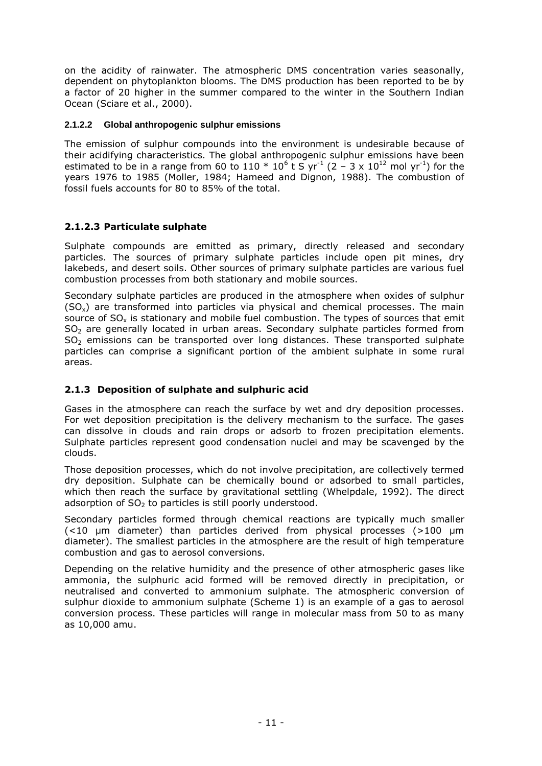on the acidity of rainwater. The atmospheric DMS concentration varies seasonally, dependent on phytoplankton blooms. The DMS production has been reported to be by a factor of 20 higher in the summer compared to the winter in the Southern Indian Ocean (Sciare et al., 2000).

#### 2.1.2.2 Global anthropogenic sulphur emissions

The emission of sulphur compounds into the environment is undesirable because of their acidifying characteristics. The global anthropogenic sulphur emissions have been estimated to be in a range from 60 to 110 $* 10^6$ t S $yr^{-1}$ (2 – 3 x $10^{12}$ mol $yr^{-1}$) for the years 1976 to 1985 (Moller, 1984; Hameed and Dignon, 1988). The combustion of fossil fuels accounts for 80 to 85% of the total.

#### 2.1.2.3 Particulate sulphate

Sulphate compounds are emitted as primary, directly released and secondary particles. The sources of primary sulphate particles include open pit mines, dry lakebeds, and desert soils. Other sources of primary sulphate particles are various fuel combustion processes from both stationary and mobile sources.

Secondary sulphate particles are produced in the atmosphere when oxides of sulphur ($SO_x$) are transformed into particles via physical and chemical processes. The main source of $SO_x$ is stationary and mobile fuel combustion. The types of sources that emit $SO_2$ are generally located in urban areas. Secondary sulphate particles formed from $SO_2$ emissions can be transported over long distances. These transported sulphate particles can comprise a significant portion of the ambient sulphate in some rural areas.

### 2.1.3 Deposition of sulphate and sulphuric acid

Gases in the atmosphere can reach the surface by wet and dry deposition processes. For wet deposition precipitation is the delivery mechanism to the surface. The gases can dissolve in clouds and rain drops or adsorb to frozen precipitation elements. Sulphate particles represent good condensation nuclei and may be scavenged by the clouds.

Those deposition processes, which do not involve precipitation, are collectively termed dry deposition. Sulphate can be chemically bound or adsorbed to small particles, which then reach the surface by gravitational settling (Whelpdale, 1992). The direct adsorption of $SO_2$ to particles is still poorly understood.

Secondary particles formed through chemical reactions are typically much smaller (<10 µm diameter) than particles derived from physical processes (>100 µm diameter). The smallest particles in the atmosphere are the result of high temperature combustion and gas to aerosol conversions.

Depending on the relative humidity and the presence of other atmospheric gases like ammonia, the sulphuric acid formed will be removed directly in precipitation, or neutralised and converted to ammonium sulphate. The atmospheric conversion of sulphur dioxide to ammonium sulphate (Scheme 1) is an example of a gas to aerosol conversion process. These particles will range in molecular mass from 50 to as many as 10,000 amu.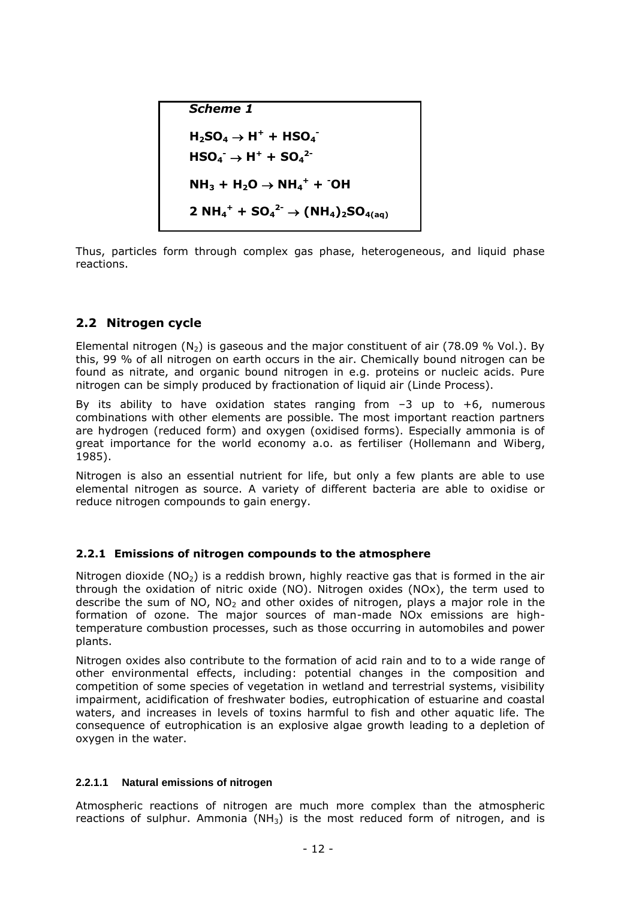*Scheme 1*

$$H_2SO_4 \rightarrow H^+ + HSO_4^-$$

$$HSO_4^- \rightarrow H^+ + SO_4^{2-}$$

$$NH_3 + H_2O \rightarrow NH_4^+ + {}^-OH$$

$$2\ NH_4^+ + SO_4^{2-} \rightarrow (NH_4)_2SO_{4(aq)}$$

Thus, particles form through complex gas phase, heterogeneous, and liquid phase reactions.

## 2.2 Nitrogen cycle

Elemental nitrogen ($N_2$) is gaseous and the major constituent of air (78.09 % Vol.). By this, 99 % of all nitrogen on earth occurs in the air. Chemically bound nitrogen can be found as nitrate, and organic bound nitrogen in e.g. proteins or nucleic acids. Pure nitrogen can be simply produced by fractionation of liquid air (Linde Process).

By its ability to have oxidation states ranging from –3 up to +6, numerous combinations with other elements are possible. The most important reaction partners are hydrogen (reduced form) and oxygen (oxidised forms). Especially ammonia is of great importance for the world economy a.o. as fertiliser (Hollemann and Wiberg, 1985).

Nitrogen is also an essential nutrient for life, but only a few plants are able to use elemental nitrogen as source. A variety of different bacteria are able to oxidise or reduce nitrogen compounds to gain energy.

### 2.2.1 Emissions of nitrogen compounds to the atmosphere

Nitrogen dioxide ($NO_2$) is a reddish brown, highly reactive gas that is formed in the air through the oxidation of nitric oxide (NO). Nitrogen oxides (NOx), the term used to describe the sum of NO, $NO_2$ and other oxides of nitrogen, plays a major role in the formation of ozone. The major sources of man-made NOx emissions are high-temperature combustion processes, such as those occurring in automobiles and power plants.

Nitrogen oxides also contribute to the formation of acid rain and to to a wide range of other environmental effects, including: potential changes in the composition and competition of some species of vegetation in wetland and terrestrial systems, visibility impairment, acidification of freshwater bodies, eutrophication of estuarine and coastal waters, and increases in levels of toxins harmful to fish and other aquatic life. The consequence of eutrophication is an explosive algae growth leading to a depletion of oxygen in the water.

#### 2.2.1.1 Natural emissions of nitrogen

Atmospheric reactions of nitrogen are much more complex than the atmospheric reactions of sulphur. Ammonia ($NH_3$) is the most reduced form of nitrogen, and is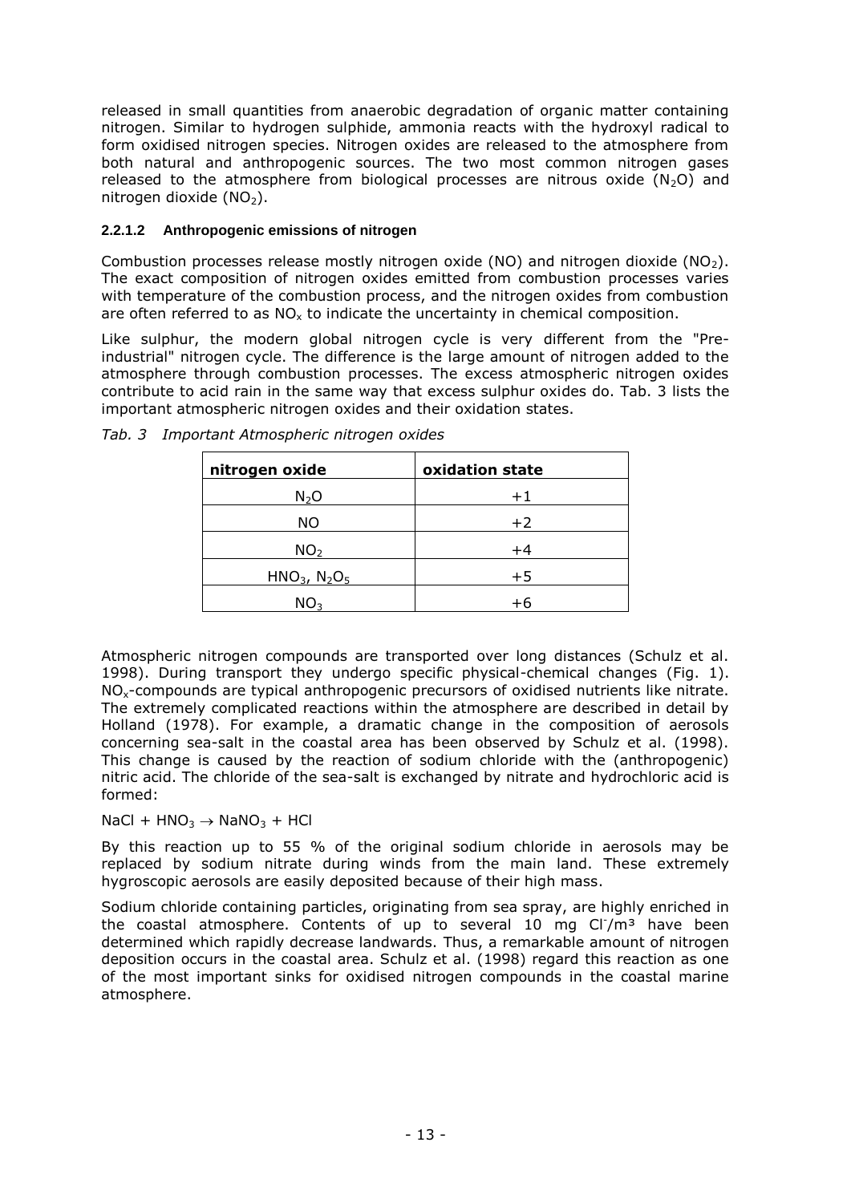released in small quantities from anaerobic degradation of organic matter containing nitrogen. Similar to hydrogen sulphide, ammonia reacts with the hydroxyl radical to form oxidised nitrogen species. Nitrogen oxides are released to the atmosphere from both natural and anthropogenic sources. The two most common nitrogen gases released to the atmosphere from biological processes are nitrous oxide ($N_2O$) and nitrogen dioxide ($NO_2$).

#### 2.2.1.2 Anthropogenic emissions of nitrogen

Combustion processes release mostly nitrogen oxide (NO) and nitrogen dioxide ($NO_2$). The exact composition of nitrogen oxides emitted from combustion processes varies with temperature of the combustion process, and the nitrogen oxides from combustion are often referred to as $NO_x$ to indicate the uncertainty in chemical composition.

Like sulphur, the modern global nitrogen cycle is very different from the "Pre-industrial" nitrogen cycle. The difference is the large amount of nitrogen added to the atmosphere through combustion processes. The excess atmospheric nitrogen oxides contribute to acid rain in the same way that excess sulphur oxides do. Tab. 3 lists the important atmospheric nitrogen oxides and their oxidation states.

*Tab. 3 Important Atmospheric nitrogen oxides*

| nitrogen oxide | oxidation state |
|---|---|
| $N_2O$ | +1 |
| NO | +2 |
| $NO_2$ | +4 |
| $HNO_3$, $N_2O_5$ | +5 |
| $NO_3$ | +6 |

Atmospheric nitrogen compounds are transported over long distances (Schulz et al. 1998). During transport they undergo specific physical-chemical changes (Fig. 1). $NO_x$-compounds are typical anthropogenic precursors of oxidised nutrients like nitrate. The extremely complicated reactions within the atmosphere are described in detail by Holland (1978). For example, a dramatic change in the composition of aerosols concerning sea-salt in the coastal area has been observed by Schulz et al. (1998). This change is caused by the reaction of sodium chloride with the (anthropogenic) nitric acid. The chloride of the sea-salt is exchanged by nitrate and hydrochloric acid is formed:

$NaCl + HNO_3 \rightarrow NaNO_3 + HCl$

By this reaction up to 55 % of the original sodium chloride in aerosols may be replaced by sodium nitrate during winds from the main land. These extremely hygroscopic aerosols are easily deposited because of their high mass.

Sodium chloride containing particles, originating from sea spray, are highly enriched in the coastal atmosphere. Contents of up to several 10 mg $Cl^-/m^3$ have been determined which rapidly decrease landwards. Thus, a remarkable amount of nitrogen deposition occurs in the coastal area. Schulz et al. (1998) regard this reaction as one of the most important sinks for oxidised nitrogen compounds in the coastal marine atmosphere.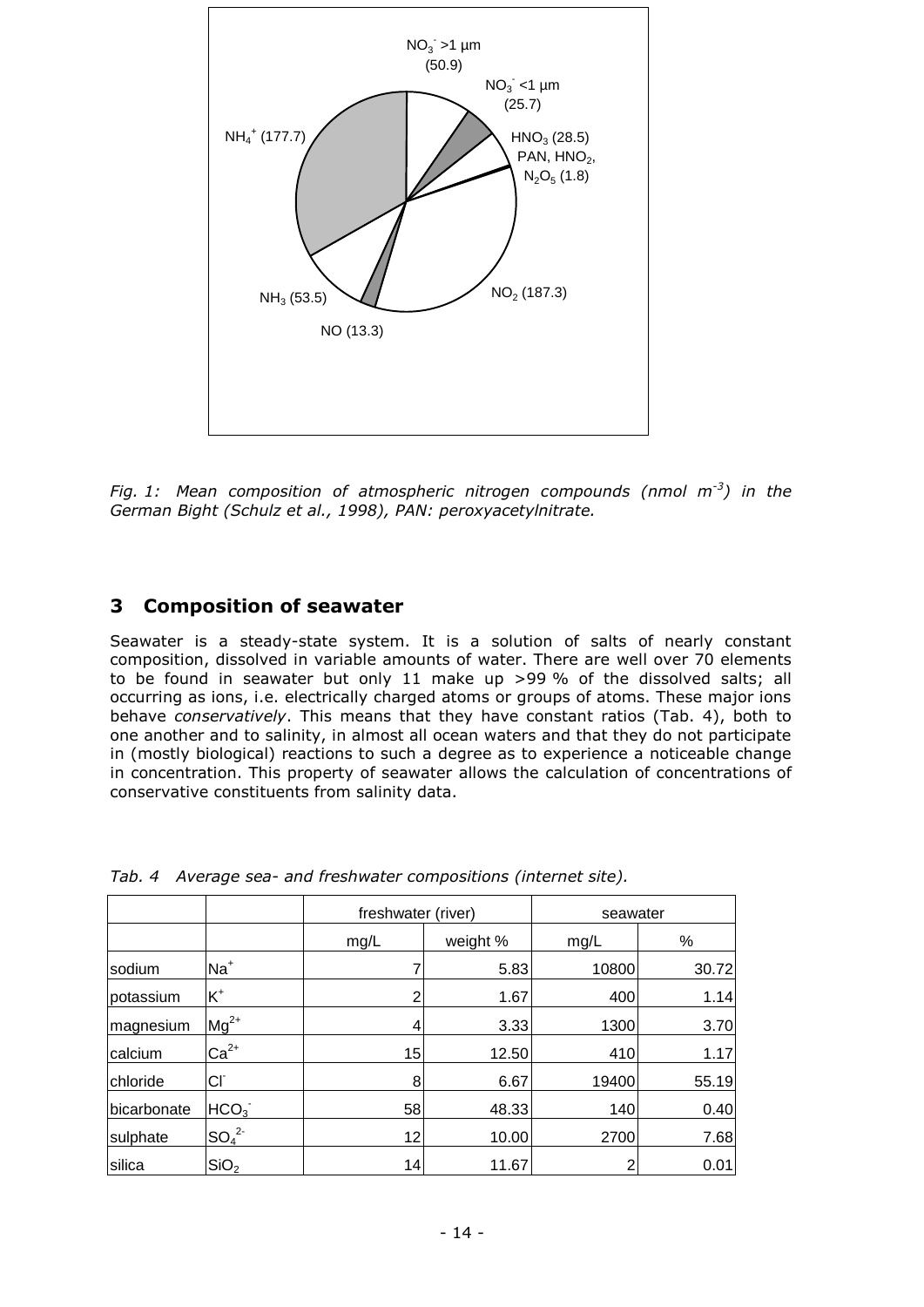Fig. 1: *Mean composition of atmospheric nitrogen compounds (nmol $m^{-3}$) in the German Bight (Schulz et al., 1998), PAN: peroxyacetylnitrate.*

## 3 Composition of seawater

Seawater is a steady-state system. It is a solution of salts of nearly constant composition, dissolved in variable amounts of water. There are well over 70 elements to be found in seawater but only 11 make up >99 % of the dissolved salts; all occurring as ions, i.e. electrically charged atoms or groups of atoms. These major ions behave *conservatively*. This means that they have constant ratios (Tab. 4), both to one another and to salinity, in almost all ocean waters and that they do not participate in (mostly biological) reactions to such a degree as to experience a noticeable change in concentration. This property of seawater allows the calculation of concentrations of conservative constituents from salinity data.

*Tab. 4 Average sea- and freshwater compositions (internet site).*

| | | freshwater (river) | | seawater | |
|---|---|---|---|---|---|
| | | mg/L | weight % | mg/L | % |
| sodium | $Na^+$ | 7 | 5.83 | 10800 | 30.72 |
| potassium | $K^+$ | 2 | 1.67 | 400 | 1.14 |
| magnesium | $Mg^{2+}$ | 4 | 3.33 | 1300 | 3.70 |
| calcium | $Ca^{2+}$ | 15 | 12.50 | 410 | 1.17 |
| chloride | $Cl^-$ | 8 | 6.67 | 19400 | 55.19 |
| bicarbonate | $HCO_3^-$ | 58 | 48.33 | 140 | 0.40 |
| sulphate | $SO_4^{2-}$ | 12 | 10.00 | 2700 | 7.68 |
| silica | $SiO_2$ | 14 | 11.67 | 2 | 0.01 |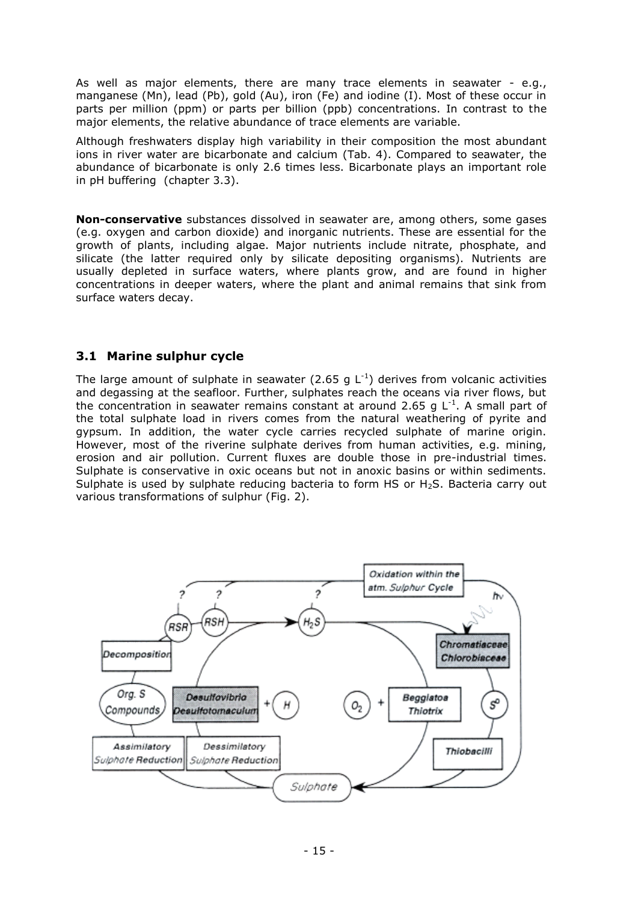As well as major elements, there are many trace elements in seawater - e.g., manganese (Mn), lead (Pb), gold (Au), iron (Fe) and iodine (I). Most of these occur in parts per million (ppm) or parts per billion (ppb) concentrations. In contrast to the major elements, the relative abundance of trace elements are variable.

Although freshwaters display high variability in their composition the most abundant ions in river water are bicarbonate and calcium (Tab. 4). Compared to seawater, the abundance of bicarbonate is only 2.6 times less. Bicarbonate plays an important role in pH buffering (chapter 3.3).

**Non-conservative** substances dissolved in seawater are, among others, some gases (e.g. oxygen and carbon dioxide) and inorganic nutrients. These are essential for the growth of plants, including algae. Major nutrients include nitrate, phosphate, and silicate (the latter required only by silicate depositing organisms). Nutrients are usually depleted in surface waters, where plants grow, and are found in higher concentrations in deeper waters, where the plant and animal remains that sink from surface waters decay.

## 3.1 Marine sulphur cycle

The large amount of sulphate in seawater (2.65 g $L^{-1}$) derives from volcanic activities and degassing at the seafloor. Further, sulphates reach the oceans via river flows, but the concentration in seawater remains constant at around 2.65 g $L^{-1}$. A small part of the total sulphate load in rivers comes from the natural weathering of pyrite and gypsum. In addition, the water cycle carries recycled sulphate of marine origin. However, most of the riverine sulphate derives from human activities, e.g. mining, erosion and air pollution. Current fluxes are double those in pre-industrial times. Sulphate is conservative in oxic oceans but not in anoxic basins or within sediments. Sulphate is used by sulphate reducing bacteria to form HS or $H_2S$. Bacteria carry out various transformations of sulphur (Fig. 2).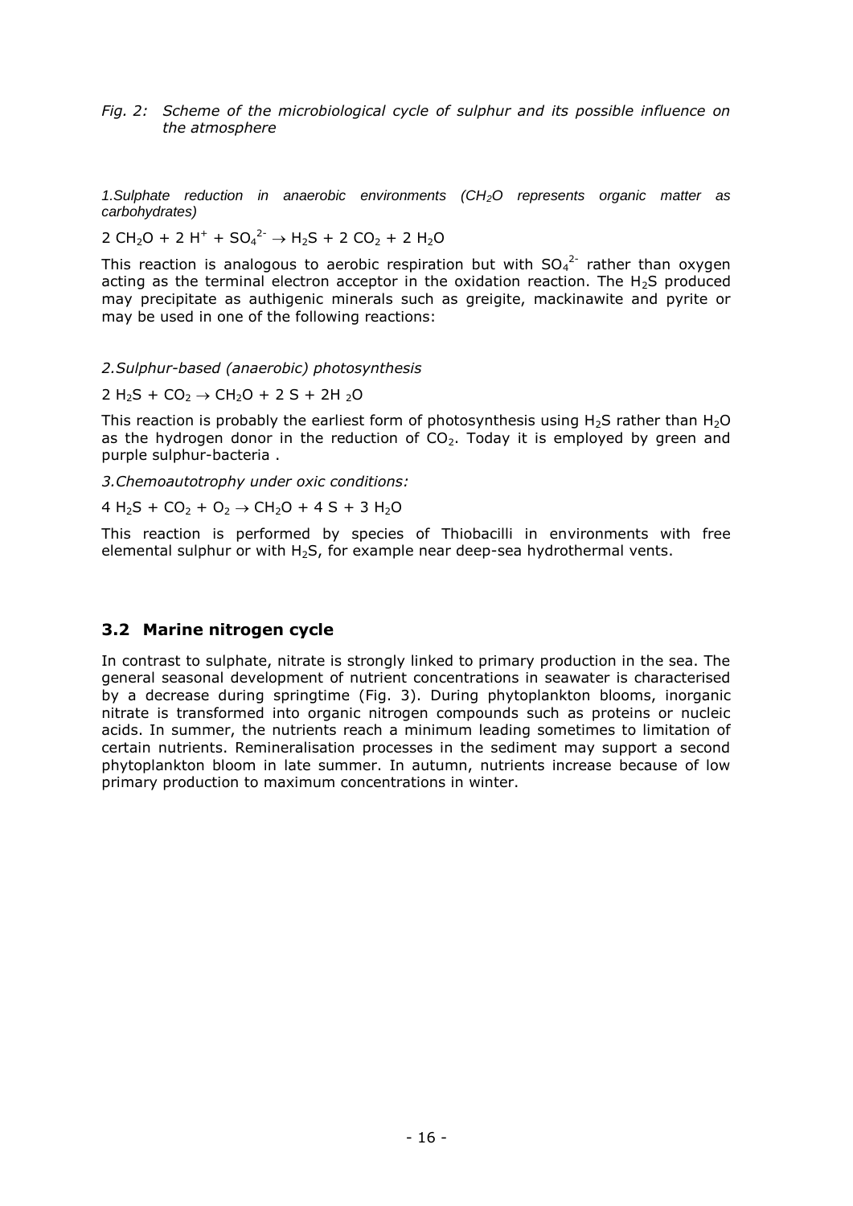*Fig. 2: Scheme of the microbiological cycle of sulphur and its possible influence on the atmosphere*

*1.Sulphate reduction in anaerobic environments ($CH_2O$ represents organic matter as carbohydrates)*

$$2\,CH_2O + 2\,H^+ + SO_4^{2-} \rightarrow H_2S + 2\,CO_2 + 2\,H_2O$$

This reaction is analogous to aerobic respiration but with $SO_4^{2-}$ rather than oxygen acting as the terminal electron acceptor in the oxidation reaction. The $H_2S$ produced may precipitate as authigenic minerals such as greigite, mackinawite and pyrite or may be used in one of the following reactions:

*2.Sulphur-based (anaerobic) photosynthesis*

$$2\,H_2S + CO_2 \rightarrow CH_2O + 2\,S + 2H_2O$$

This reaction is probably the earliest form of photosynthesis using $H_2S$ rather than $H_2O$ as the hydrogen donor in the reduction of $CO_2$. Today it is employed by green and purple sulphur-bacteria .

*3.Chemoautotrophy under oxic conditions:*

$$4\,H_2S + CO_2 + O_2 \rightarrow CH_2O + 4\,S + 3\,H_2O$$

This reaction is performed by species of Thiobacilli in environments with free elemental sulphur or with $H_2S$, for example near deep-sea hydrothermal vents.

## 3.2 Marine nitrogen cycle

In contrast to sulphate, nitrate is strongly linked to primary production in the sea. The general seasonal development of nutrient concentrations in seawater is characterised by a decrease during springtime (Fig. 3). During phytoplankton blooms, inorganic nitrate is transformed into organic nitrogen compounds such as proteins or nucleic acids. In summer, the nutrients reach a minimum leading sometimes to limitation of certain nutrients. Remineralisation processes in the sediment may support a second phytoplankton bloom in late summer. In autumn, nutrients increase because of low primary production to maximum concentrations in winter.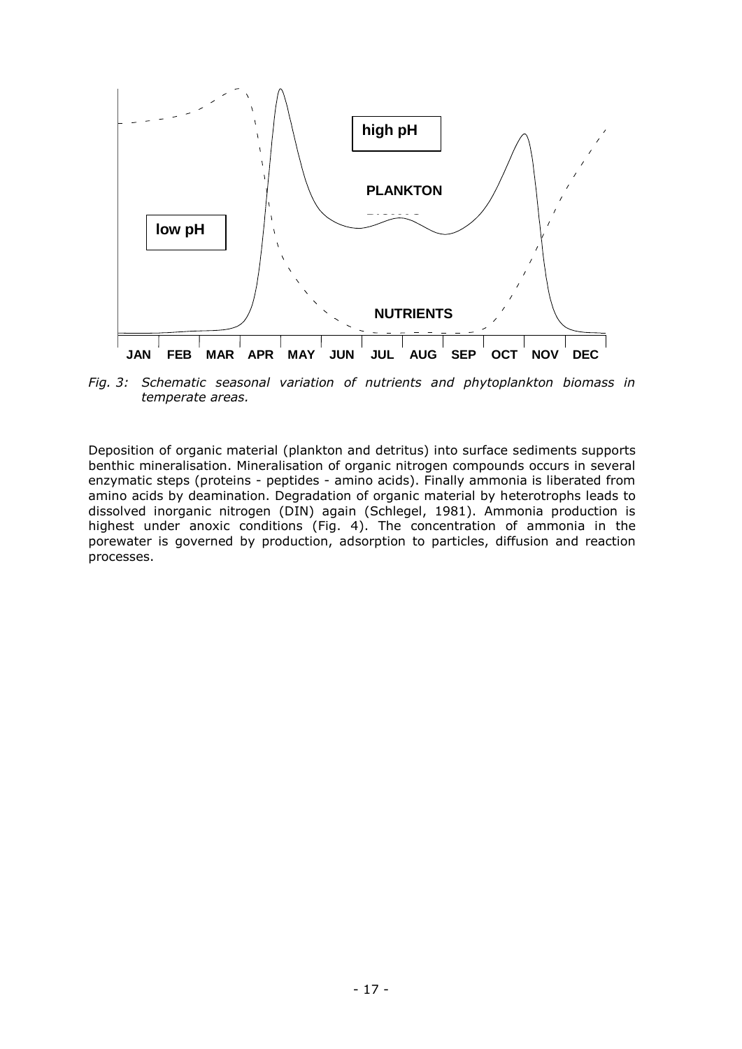*Fig. 3: Schematic seasonal variation of nutrients and phytoplankton biomass in temperate areas.*

Deposition of organic material (plankton and detritus) into surface sediments supports benthic mineralisation. Mineralisation of organic nitrogen compounds occurs in several enzymatic steps (proteins - peptides - amino acids). Finally ammonia is liberated from amino acids by deamination. Degradation of organic material by heterotrophs leads to dissolved inorganic nitrogen (DIN) again (Schlegel, 1981). Ammonia production is highest under anoxic conditions (Fig. 4). The concentration of ammonia in the porewater is governed by production, adsorption to particles, diffusion and reaction processes.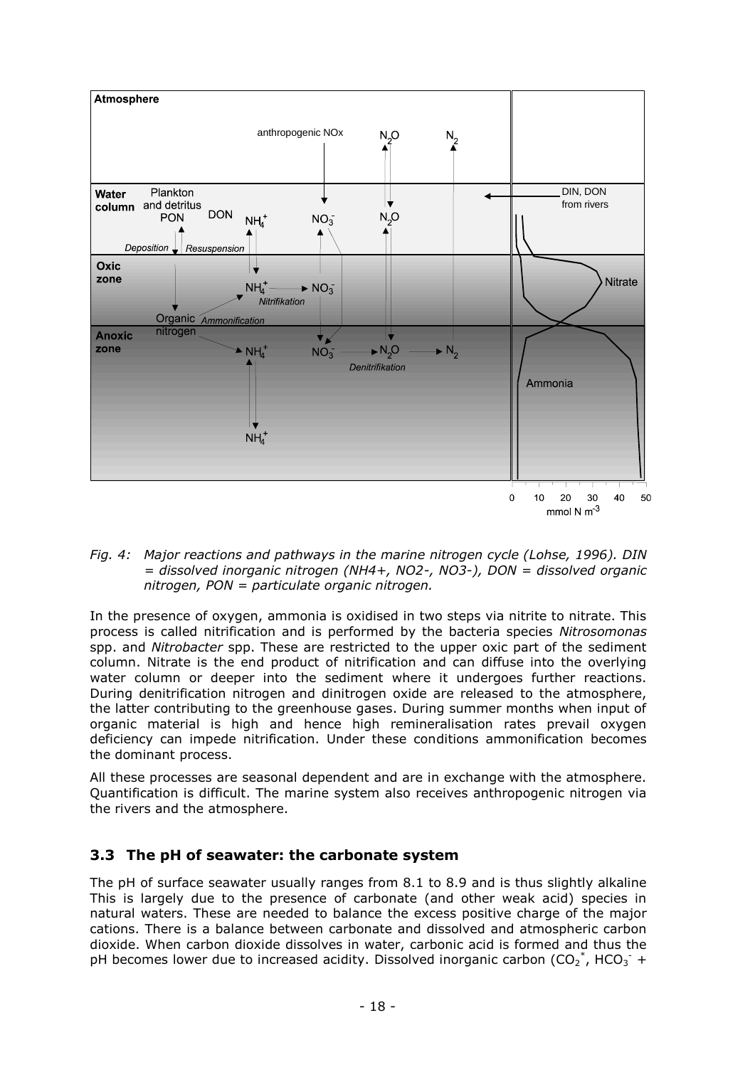*Fig. 4: Major reactions and pathways in the marine nitrogen cycle (Lohse, 1996). DIN = dissolved inorganic nitrogen (NH4+, NO2-, NO3-), DON = dissolved organic nitrogen, PON = particulate organic nitrogen.*

In the presence of oxygen, ammonia is oxidised in two steps via nitrite to nitrate. This process is called nitrification and is performed by the bacteria species *Nitrosomonas* spp. and *Nitrobacter* spp. These are restricted to the upper oxic part of the sediment column. Nitrate is the end product of nitrification and can diffuse into the overlying water column or deeper into the sediment where it undergoes further reactions. During denitrification nitrogen and dinitrogen oxide are released to the atmosphere, the latter contributing to the greenhouse gases. During summer months when input of organic material is high and hence high remineralisation rates prevail oxygen deficiency can impede nitrification. Under these conditions ammonification becomes the dominant process.

All these processes are seasonal dependent and are in exchange with the atmosphere. Quantification is difficult. The marine system also receives anthropogenic nitrogen via the rivers and the atmosphere.

## 3.3 The pH of seawater: the carbonate system

The pH of surface seawater usually ranges from 8.1 to 8.9 and is thus slightly alkaline This is largely due to the presence of carbonate (and other weak acid) species in natural waters. These are needed to balance the excess positive charge of the major cations. There is a balance between carbonate and dissolved and atmospheric carbon dioxide. When carbon dioxide dissolves in water, carbonic acid is formed and thus the pH becomes lower due to increased acidity. Dissolved inorganic carbon ($CO_2^*$, $HCO_3^-$ +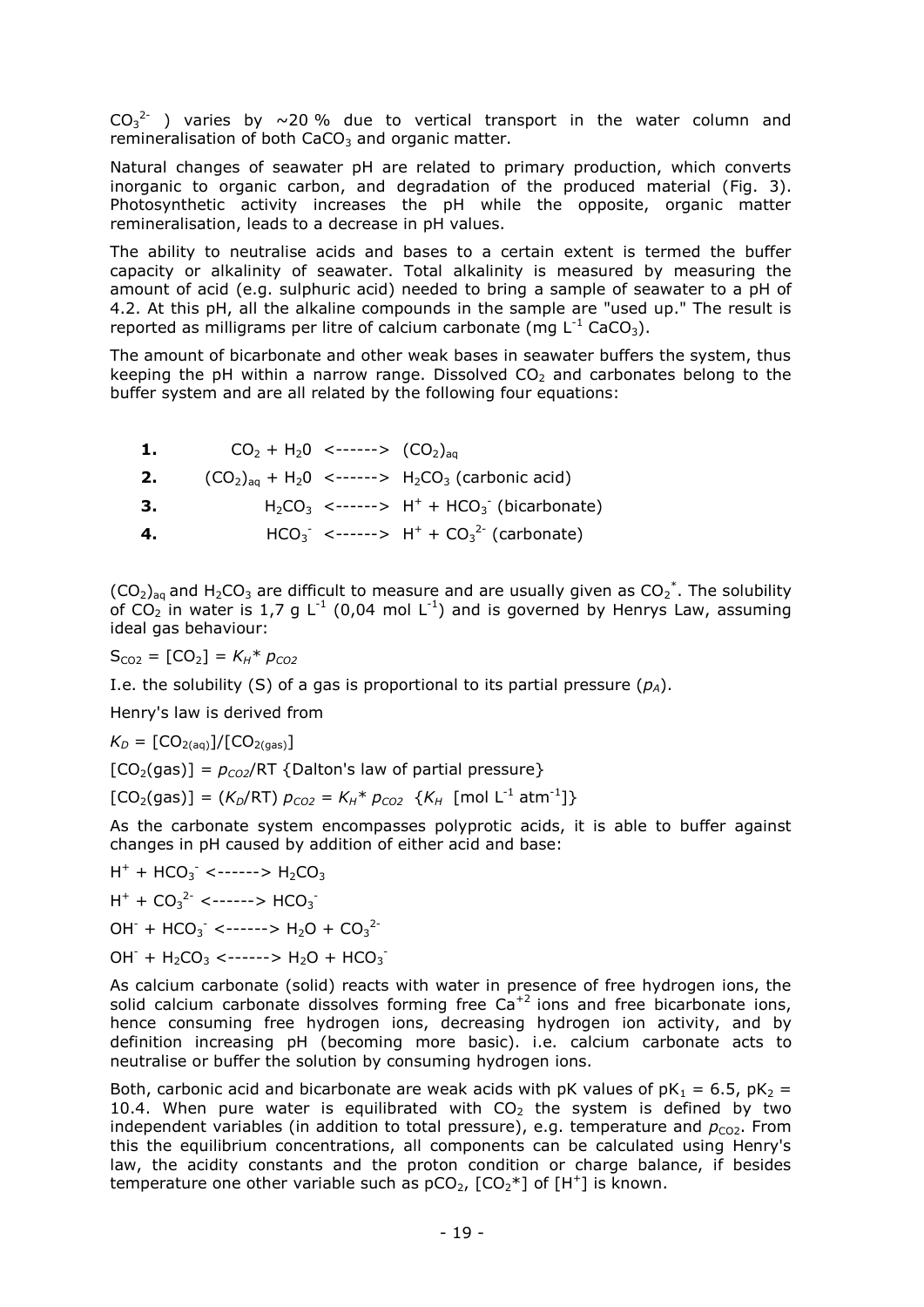$CO_3^{2-}$ ) varies by ~20 % due to vertical transport in the water column and remineralisation of both $CaCO_3$ and organic matter.

Natural changes of seawater pH are related to primary production, which converts inorganic to organic carbon, and degradation of the produced material (Fig. 3). Photosynthetic activity increases the pH while the opposite, organic matter remineralisation, leads to a decrease in pH values.

The ability to neutralise acids and bases to a certain extent is termed the buffer capacity or alkalinity of seawater. Total alkalinity is measured by measuring the amount of acid (e.g. sulphuric acid) needed to bring a sample of seawater to a pH of 4.2. At this pH, all the alkaline compounds in the sample are "used up." The result is reported as milligrams per litre of calcium carbonate (mg $L^{-1}$ $CaCO_3$).

The amount of bicarbonate and other weak bases in seawater buffers the system, thus keeping the pH within a narrow range. Dissolved $CO_2$ and carbonates belong to the buffer system and are all related by the following four equations:

**1.** $CO_2 + H_20$ <------> $(CO_2)_{aq}$

**2.** $(CO_2)_{aq} + H_20$ <------> $H_2CO_3$ (carbonic acid)

**3.** $H_2CO_3$ <------> $H^+ + HCO_3^-$ (bicarbonate)

**4.** $HCO_3^-$ <------> $H^+ + CO_3^{2-}$ (carbonate)

$(CO_2)_{aq}$ and $H_2CO_3$ are difficult to measure and are usually given as $CO_2^*$. The solubility of $CO_2$ in water is 1,7 g $L^{-1}$ (0,04 mol $L^{-1}$) and is governed by Henrys Law, assuming ideal gas behaviour:

$S_{CO2} = [CO_2] = K_H * p_{CO2}$

I.e. the solubility (S) of a gas is proportional to its partial pressure ($p_A$).

Henry's law is derived from

$K_D = [CO_{2(aq)}]/[CO_{2(gas)}]$

$[CO_2(gas)] = p_{CO2}/RT$ {Dalton's law of partial pressure}

$[CO_2(gas)] = (K_D/RT)\ p_{CO2} = K_H * p_{CO2}$ {$K_H$ [mol $L^{-1}$ $atm^{-1}$]}

As the carbonate system encompasses polyprotic acids, it is able to buffer against changes in pH caused by addition of either acid and base:

$H^+ + HCO_3^-$ <------> $H_2CO_3$

$H^+ + CO_3^{2-}$ <------> $HCO_3^-$

$OH^- + HCO_3^-$ <------> $H_2O + CO_3^{2-}$

$OH^- + H_2CO_3$ <------> $H_2O + HCO_3^-$

As calcium carbonate (solid) reacts with water in presence of free hydrogen ions, the solid calcium carbonate dissolves forming free $Ca^{+2}$ ions and free bicarbonate ions, hence consuming free hydrogen ions, decreasing hydrogen ion activity, and by definition increasing pH (becoming more basic). i.e. calcium carbonate acts to neutralise or buffer the solution by consuming hydrogen ions.

Both, carbonic acid and bicarbonate are weak acids with pK values of $pK_1 = 6.5$, $pK_2 = 10.4$. When pure water is equilibrated with $CO_2$ the system is defined by two independent variables (in addition to total pressure), e.g. temperature and $p_{CO2}$. From this the equilibrium concentrations, all components can be calculated using Henry's law, the acidity constants and the proton condition or charge balance, if besides temperature one other variable such as $pCO_2$, $[CO_2*]$ of $[H^+]$ is known.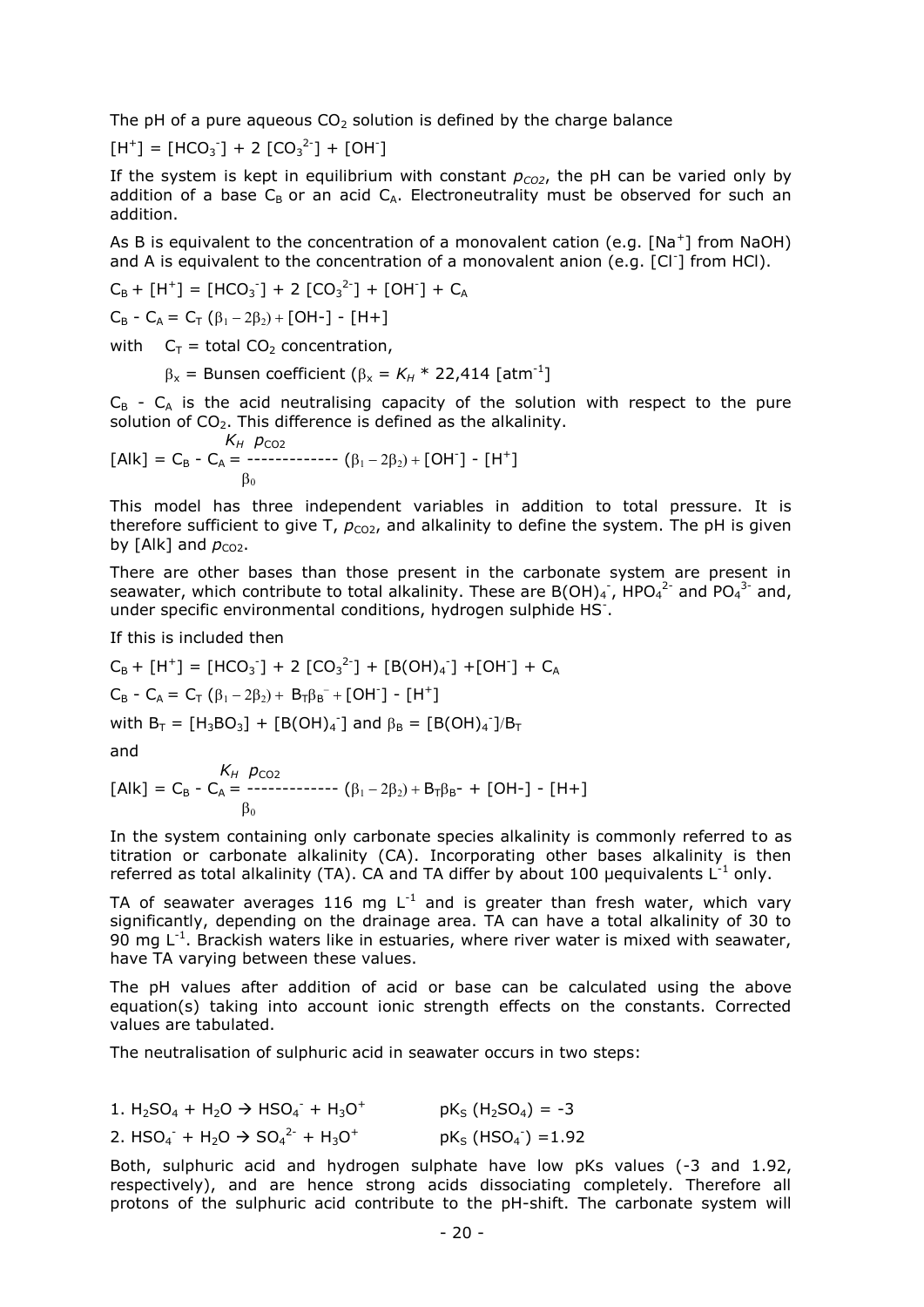The pH of a pure aqueous $CO_2$ solution is defined by the charge balance

$$[H^+] = [HCO_3^-] + 2\,[CO_3^{2-}] + [OH^-]$$

If the system is kept in equilibrium with constant $p_{CO2}$, the pH can be varied only by addition of a base $C_B$ or an acid $C_A$. Electroneutrality must be observed for such an addition.

As B is equivalent to the concentration of a monovalent cation (e.g. $[Na^+]$ from NaOH) and A is equivalent to the concentration of a monovalent anion (e.g. $[Cl^-]$ from HCl).

$$C_B + [H^+] = [HCO_3^-] + 2\,[CO_3^{2-}] + [OH^-] + C_A$$

$$C_B - C_A = C_T\,(\beta_1 - 2\beta_2) + [OH^-] - [H^+]$$

with $C_T$ = total $CO_2$ concentration,

$\beta_x$ = Bunsen coefficient ($\beta_x = K_H * 22{,}414$ [atm$^{-1}$]

$C_B - C_A$ is the acid neutralising capacity of the solution with respect to the pure solution of $CO_2$. This difference is defined as the alkalinity.

$$[Alk] = C_B - C_A = \frac{K_H\ p_{CO2}}{\beta_0}\,(\beta_1 - 2\beta_2) + [OH^-] - [H^+]$$

This model has three independent variables in addition to total pressure. It is therefore sufficient to give T, $p_{CO2}$, and alkalinity to define the system. The pH is given by [Alk] and $p_{CO2}$.

There are other bases than those present in the carbonate system are present in seawater, which contribute to total alkalinity. These are $B(OH)_4^-$, $HPO_4^{2-}$ and $PO_4^{3-}$ and, under specific environmental conditions, hydrogen sulphide $HS^-$.

If this is included then

$$C_B + [H^+] = [HCO_3^-] + 2\,[CO_3^{2-}] + [B(OH)_4^-] + [OH^-] + C_A$$

$$C_B - C_A = C_T\,(\beta_1 - 2\beta_2) + B_T\beta_B^- + [OH^-] - [H^+]$$

with $B_T = [H_3BO_3] + [B(OH)_4^-]$ and $\beta_B = [B(OH)_4^-]/B_T$

and

$$[Alk] = C_B - C_A = \frac{K_H\ p_{CO2}}{\beta_0}\,(\beta_1 - 2\beta_2) + B_T\beta_B^- + [OH^-] - [H^+]$$

In the system containing only carbonate species alkalinity is commonly referred to as titration or carbonate alkalinity (CA). Incorporating other bases alkalinity is then referred as total alkalinity (TA). CA and TA differ by about 100 µequivalents $L^{-1}$ only.

TA of seawater averages 116 mg $L^{-1}$ and is greater than fresh water, which vary significantly, depending on the drainage area. TA can have a total alkalinity of 30 to 90 mg $L^{-1}$. Brackish waters like in estuaries, where river water is mixed with seawater, have TA varying between these values.

The pH values after addition of acid or base can be calculated using the above equation(s) taking into account ionic strength effects on the constants. Corrected values are tabulated.

The neutralisation of sulphuric acid in seawater occurs in two steps:

1. $H_2SO_4 + H_2O \rightarrow HSO_4^- + H_3O^+$ $\quad pK_S\ (H_2SO_4) = -3$
2. $HSO_4^- + H_2O \rightarrow SO_4^{2-} + H_3O^+$ $\quad pK_S\ (HSO_4^-) = 1.92$

Both, sulphuric acid and hydrogen sulphate have low pKs values (-3 and 1.92, respectively), and are hence strong acids dissociating completely. Therefore all protons of the sulphuric acid contribute to the pH-shift. The carbonate system will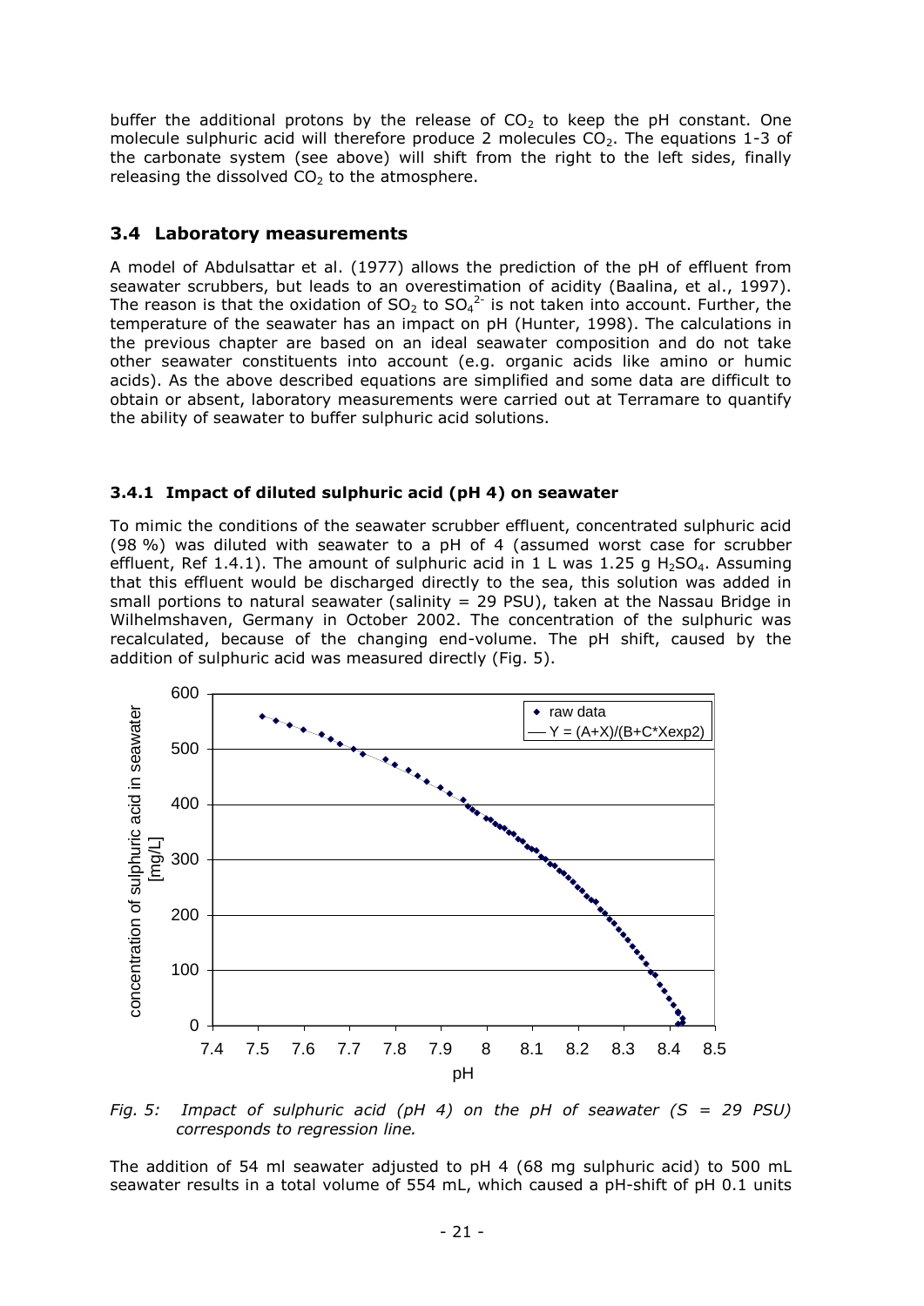buffer the additional protons by the release of $CO_2$ to keep the pH constant. One molecule sulphuric acid will therefore produce 2 molecules $CO_2$. The equations 1-3 of the carbonate system (see above) will shift from the right to the left sides, finally releasing the dissolved $CO_2$ to the atmosphere.

## 3.4 Laboratory measurements

A model of Abdulsattar et al. (1977) allows the prediction of the pH of effluent from seawater scrubbers, but leads to an overestimation of acidity (Baalina, et al., 1997). The reason is that the oxidation of $SO_2$ to $SO_4^{2-}$ is not taken into account. Further, the temperature of the seawater has an impact on pH (Hunter, 1998). The calculations in the previous chapter are based on an ideal seawater composition and do not take other seawater constituents into account (e.g. organic acids like amino or humic acids). As the above described equations are simplified and some data are difficult to obtain or absent, laboratory measurements were carried out at Terramare to quantify the ability of seawater to buffer sulphuric acid solutions.

### 3.4.1 Impact of diluted sulphuric acid (pH 4) on seawater

To mimic the conditions of the seawater scrubber effluent, concentrated sulphuric acid (98 %) was diluted with seawater to a pH of 4 (assumed worst case for scrubber effluent, Ref 1.4.1). The amount of sulphuric acid in 1 L was 1.25 g $H_2SO_4$. Assuming that this effluent would be discharged directly to the sea, this solution was added in small portions to natural seawater (salinity = 29 PSU), taken at the Nassau Bridge in Wilhelmshaven, Germany in October 2002. The concentration of the sulphuric was recalculated, because of the changing end-volume. The pH shift, caused by the addition of sulphuric acid was measured directly (Fig. 5).

*Fig. 5: Impact of sulphuric acid (pH 4) on the pH of seawater (S = 29 PSU) corresponds to regression line.*

The addition of 54 ml seawater adjusted to pH 4 (68 mg sulphuric acid) to 500 mL seawater results in a total volume of 554 mL, which caused a pH-shift of pH 0.1 units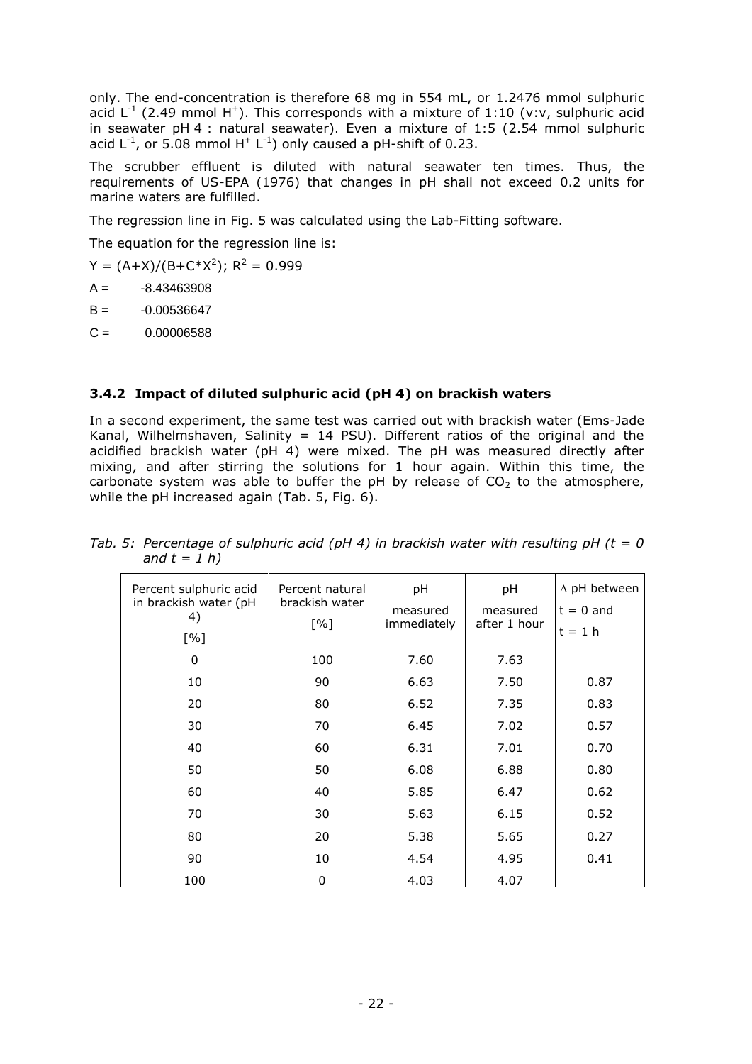only. The end-concentration is therefore 68 mg in 554 mL, or 1.2476 mmol sulphuric acid $L^{-1}$ (2.49 mmol $H^+$). This corresponds with a mixture of 1:10 (v:v, sulphuric acid in seawater pH 4 : natural seawater). Even a mixture of 1:5 (2.54 mmol sulphuric acid $L^{-1}$, or 5.08 mmol $H^+$ $L^{-1}$) only caused a pH-shift of 0.23.

The scrubber effluent is diluted with natural seawater ten times. Thus, the requirements of US-EPA (1976) that changes in pH shall not exceed 0.2 units for marine waters are fulfilled.

The regression line in Fig. 5 was calculated using the Lab-Fitting software.

The equation for the regression line is:

$Y = (A+X)/(B+C*X^2)$; $R^2 = 0.999$

A = -8.43463908

B = -0.00536647

C = 0.00006588

### 3.4.2 Impact of diluted sulphuric acid (pH 4) on brackish waters

In a second experiment, the same test was carried out with brackish water (Ems-Jade Kanal, Wilhelmshaven, Salinity = 14 PSU). Different ratios of the original and the acidified brackish water (pH 4) were mixed. The pH was measured directly after mixing, and after stirring the solutions for 1 hour again. Within this time, the carbonate system was able to buffer the pH by release of $CO_2$ to the atmosphere, while the pH increased again (Tab. 5, Fig. 6).

*Tab. 5: Percentage of sulphuric acid (pH 4) in brackish water with resulting pH (t = 0 and t = 1 h)*

| Percent sulphuric acid in brackish water (pH 4) [%] | Percent natural brackish water [%] | pH measured immediately | pH measured after 1 hour | ∆ pH between t = 0 and t = 1 h |
|---|---|---|---|---|
| 0 | 100 | 7.60 | 7.63 | |
| 10 | 90 | 6.63 | 7.50 | 0.87 |
| 20 | 80 | 6.52 | 7.35 | 0.83 |
| 30 | 70 | 6.45 | 7.02 | 0.57 |
| 40 | 60 | 6.31 | 7.01 | 0.70 |
| 50 | 50 | 6.08 | 6.88 | 0.80 |
| 60 | 40 | 5.85 | 6.47 | 0.62 |
| 70 | 30 | 5.63 | 6.15 | 0.52 |
| 80 | 20 | 5.38 | 5.65 | 0.27 |
| 90 | 10 | 4.54 | 4.95 | 0.41 |
| 100 | 0 | 4.03 | 4.07 | |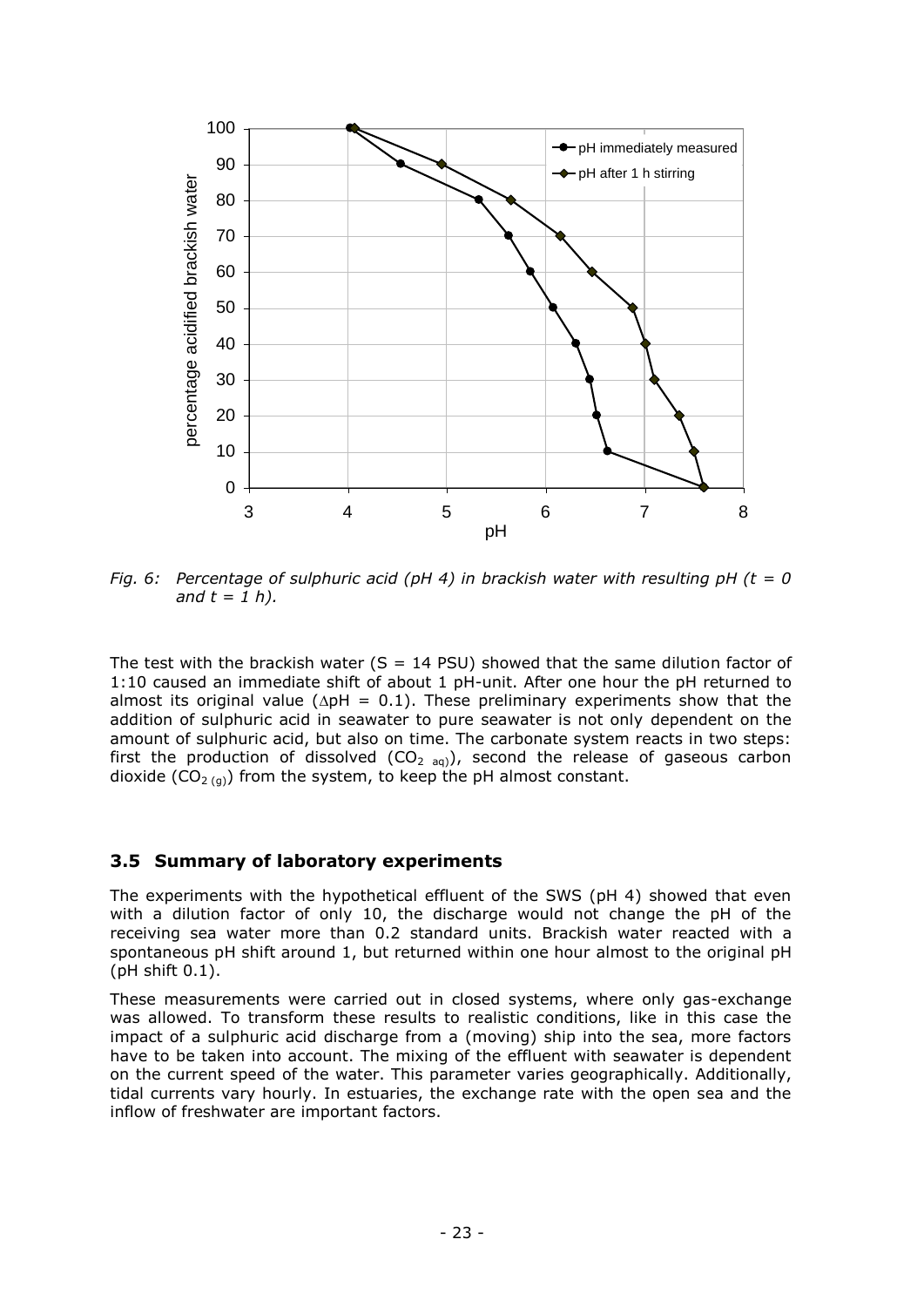*Fig. 6: Percentage of sulphuric acid (pH 4) in brackish water with resulting pH (t = 0 and t = 1 h).*

The test with the brackish water (S = 14 PSU) showed that the same dilution factor of 1:10 caused an immediate shift of about 1 pH-unit. After one hour the pH returned to almost its original value ($\Delta$pH = 0.1). These preliminary experiments show that the addition of sulphuric acid in seawater to pure seawater is not only dependent on the amount of sulphuric acid, but also on time. The carbonate system reacts in two steps: first the production of dissolved ($CO_{2\ aq}$), second the release of gaseous carbon dioxide ($CO_{2\ (g)}$) from the system, to keep the pH almost constant.

### 3.5 Summary of laboratory experiments

The experiments with the hypothetical effluent of the SWS (pH 4) showed that even with a dilution factor of only 10, the discharge would not change the pH of the receiving sea water more than 0.2 standard units. Brackish water reacted with a spontaneous pH shift around 1, but returned within one hour almost to the original pH (pH shift 0.1).

These measurements were carried out in closed systems, where only gas-exchange was allowed. To transform these results to realistic conditions, like in this case the impact of a sulphuric acid discharge from a (moving) ship into the sea, more factors have to be taken into account. The mixing of the effluent with seawater is dependent on the current speed of the water. This parameter varies geographically. Additionally, tidal currents vary hourly. In estuaries, the exchange rate with the open sea and the inflow of freshwater are important factors.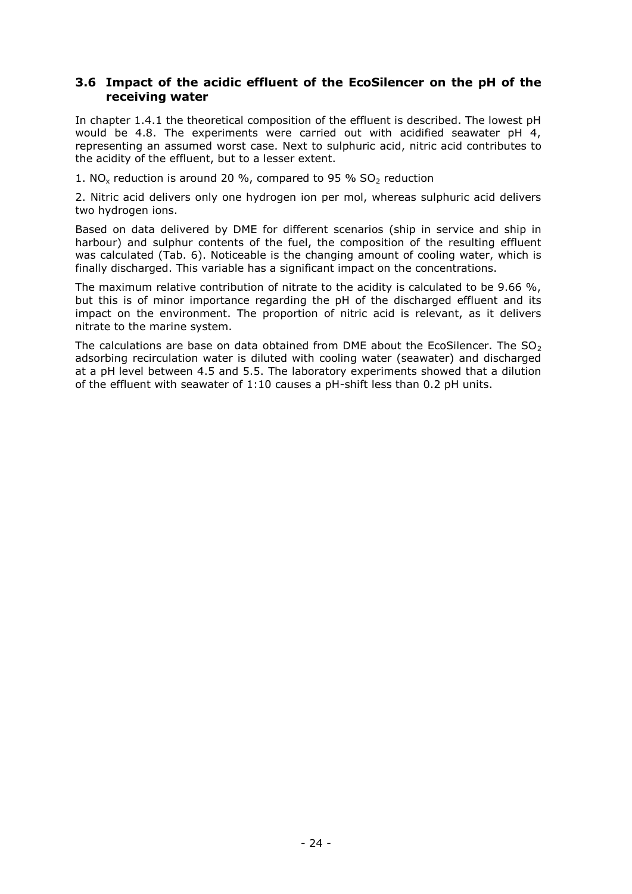## 3.6 Impact of the acidic effluent of the EcoSilencer on the pH of the receiving water

In chapter 1.4.1 the theoretical composition of the effluent is described. The lowest pH would be 4.8. The experiments were carried out with acidified seawater pH 4, representing an assumed worst case. Next to sulphuric acid, nitric acid contributes to the acidity of the effluent, but to a lesser extent.

1. $NO_x$ reduction is around 20 %, compared to 95 % $SO_2$ reduction

2. Nitric acid delivers only one hydrogen ion per mol, whereas sulphuric acid delivers two hydrogen ions.

Based on data delivered by DME for different scenarios (ship in service and ship in harbour) and sulphur contents of the fuel, the composition of the resulting effluent was calculated (Tab. 6). Noticeable is the changing amount of cooling water, which is finally discharged. This variable has a significant impact on the concentrations.

The maximum relative contribution of nitrate to the acidity is calculated to be 9.66 %, but this is of minor importance regarding the pH of the discharged effluent and its impact on the environment. The proportion of nitric acid is relevant, as it delivers nitrate to the marine system.

The calculations are base on data obtained from DME about the EcoSilencer. The $SO_2$ adsorbing recirculation water is diluted with cooling water (seawater) and discharged at a pH level between 4.5 and 5.5. The laboratory experiments showed that a dilution of the effluent with seawater of 1:10 causes a pH-shift less than 0.2 pH units.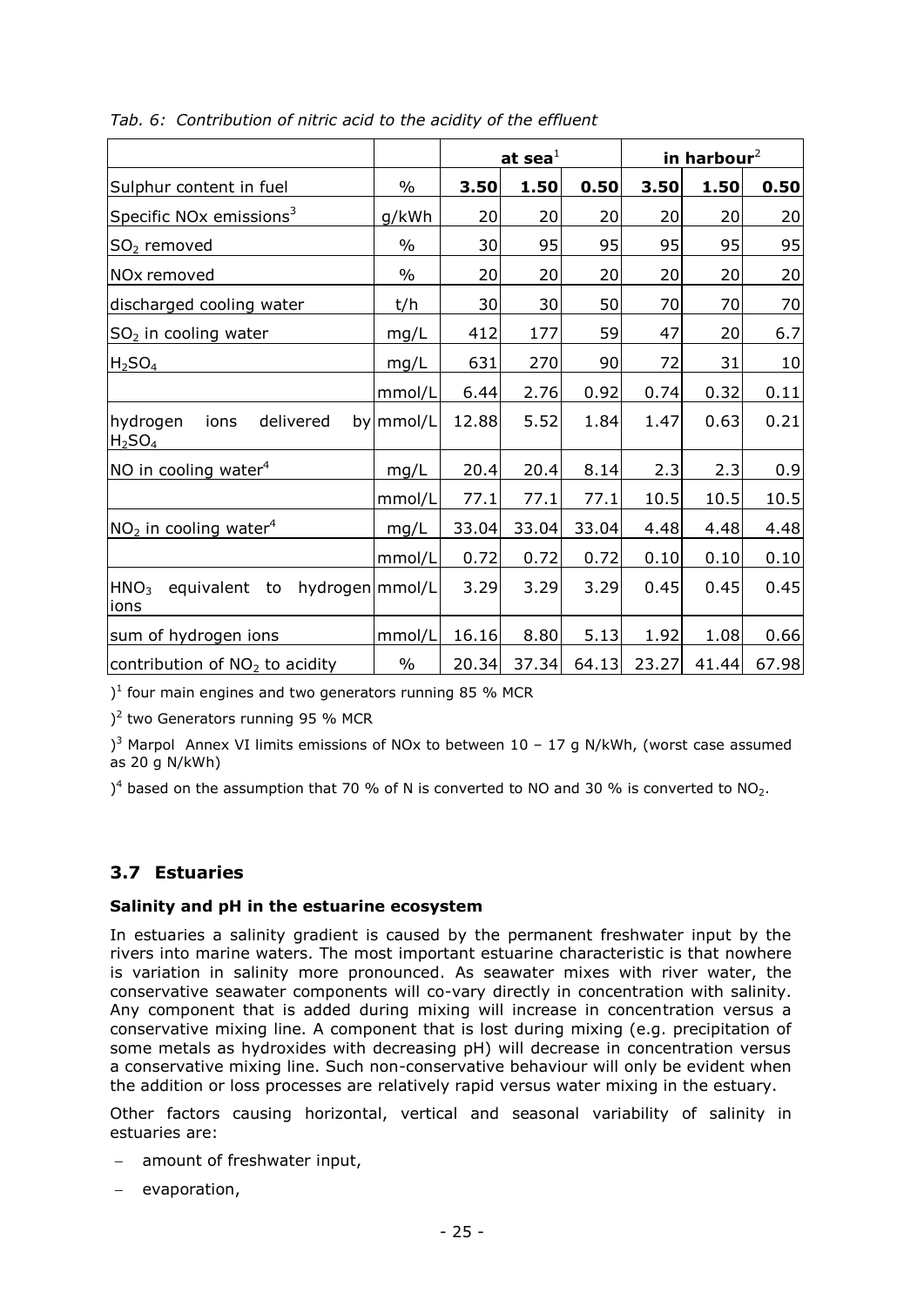*Tab. 6: Contribution of nitric acid to the acidity of the effluent*

| | | at sea[1] | | | in harbour[2] | | |
|---|---|---|---|---|---|---|---|
| Sulphur content in fuel | % | **3.50** | **1.50** | **0.50** | **3.50** | **1.50** | **0.50** |
| Specific NOx emissions[3] | g/kWh | 20 | 20 | 20 | 20 | 20 | 20 |
| $SO_2$ removed | % | 30 | 95 | 95 | 95 | 95 | 95 |
| NOx removed | % | 20 | 20 | 20 | 20 | 20 | 20 |
| discharged cooling water | t/h | 30 | 30 | 50 | 70 | 70 | 70 |
| $SO_2$ in cooling water | mg/L | 412 | 177 | 59 | 47 | 20 | 6.7 |
| $H_2SO_4$ | mg/L | 631 | 270 | 90 | 72 | 31 | 10 |
| | mmol/L | 6.44 | 2.76 | 0.92 | 0.74 | 0.32 | 0.11 |
| hydrogen ions delivered by $H_2SO_4$ | mmol/L | 12.88 | 5.52 | 1.84 | 1.47 | 0.63 | 0.21 |
| NO in cooling water[4] | mg/L | 20.4 | 20.4 | 8.14 | 2.3 | 2.3 | 0.9 |
| | mmol/L | 77.1 | 77.1 | 77.1 | 10.5 | 10.5 | 10.5 |
| $NO_2$ in cooling water[4] | mg/L | 33.04 | 33.04 | 33.04 | 4.48 | 4.48 | 4.48 |
| | mmol/L | 0.72 | 0.72 | 0.72 | 0.10 | 0.10 | 0.10 |
| $HNO_3$ equivalent to hydrogen ions | mmol/L | 3.29 | 3.29 | 3.29 | 0.45 | 0.45 | 0.45 |
| sum of hydrogen ions | mmol/L | 16.16 | 8.80 | 5.13 | 1.92 | 1.08 | 0.66 |
| contribution of $NO_2$ to acidity | % | 20.34 | 37.34 | 64.13 | 23.27 | 41.44 | 67.98 |

)[1] four main engines and two generators running 85 % MCR

)[2] two Generators running 95 % MCR

)[3] Marpol Annex VI limits emissions of NOx to between 10 – 17 g N/kWh, (worst case assumed as 20 g N/kWh)

)[4] based on the assumption that 70 % of N is converted to NO and 30 % is converted to $NO_2$.

## 3.7 Estuaries

**Salinity and pH in the estuarine ecosystem**

In estuaries a salinity gradient is caused by the permanent freshwater input by the rivers into marine waters. The most important estuarine characteristic is that nowhere is variation in salinity more pronounced. As seawater mixes with river water, the conservative seawater components will co-vary directly in concentration with salinity. Any component that is added during mixing will increase in concentration versus a conservative mixing line. A component that is lost during mixing (e.g. precipitation of some metals as hydroxides with decreasing pH) will decrease in concentration versus a conservative mixing line. Such non-conservative behaviour will only be evident when the addition or loss processes are relatively rapid versus water mixing in the estuary.

Other factors causing horizontal, vertical and seasonal variability of salinity in estuaries are:

- amount of freshwater input,
- evaporation,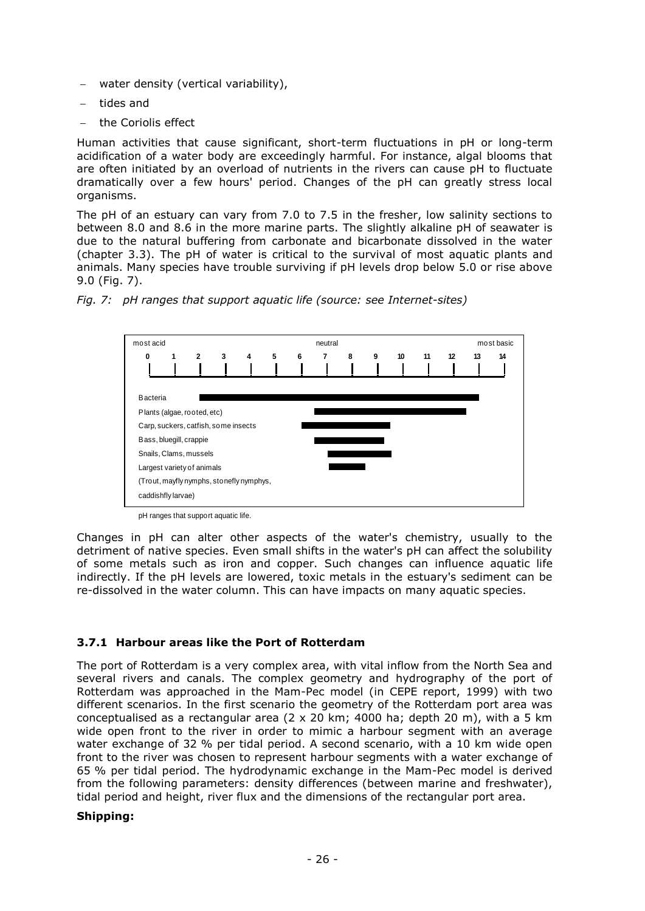- water density (vertical variability),
- tides and
- the Coriolis effect

Human activities that cause significant, short-term fluctuations in pH or long-term acidification of a water body are exceedingly harmful. For instance, algal blooms that are often initiated by an overload of nutrients in the rivers can cause pH to fluctuate dramatically over a few hours' period. Changes of the pH can greatly stress local organisms.

The pH of an estuary can vary from 7.0 to 7.5 in the fresher, low salinity sections to between 8.0 and 8.6 in the more marine parts. The slightly alkaline pH of seawater is due to the natural buffering from carbonate and bicarbonate dissolved in the water (chapter 3.3). The pH of water is critical to the survival of most aquatic plants and animals. Many species have trouble surviving if pH levels drop below 5.0 or rise above 9.0 (Fig. 7).

*Fig. 7: pH ranges that support aquatic life (source: see Internet-sites)*

pH ranges that support aquatic life.

Changes in pH can alter other aspects of the water's chemistry, usually to the detriment of native species. Even small shifts in the water's pH can affect the solubility of some metals such as iron and copper. Such changes can influence aquatic life indirectly. If the pH levels are lowered, toxic metals in the estuary's sediment can be re-dissolved in the water column. This can have impacts on many aquatic species.

### 3.7.1 Harbour areas like the Port of Rotterdam

The port of Rotterdam is a very complex area, with vital inflow from the North Sea and several rivers and canals. The complex geometry and hydrography of the port of Rotterdam was approached in the Mam-Pec model (in CEPE report, 1999) with two different scenarios. In the first scenario the geometry of the Rotterdam port area was conceptualised as a rectangular area (2 x 20 km; 4000 ha; depth 20 m), with a 5 km wide open front to the river in order to mimic a harbour segment with an average water exchange of 32 % per tidal period. A second scenario, with a 10 km wide open front to the river was chosen to represent harbour segments with a water exchange of 65 % per tidal period. The hydrodynamic exchange in the Mam-Pec model is derived from the following parameters: density differences (between marine and freshwater), tidal period and height, river flux and the dimensions of the rectangular port area.

**Shipping:**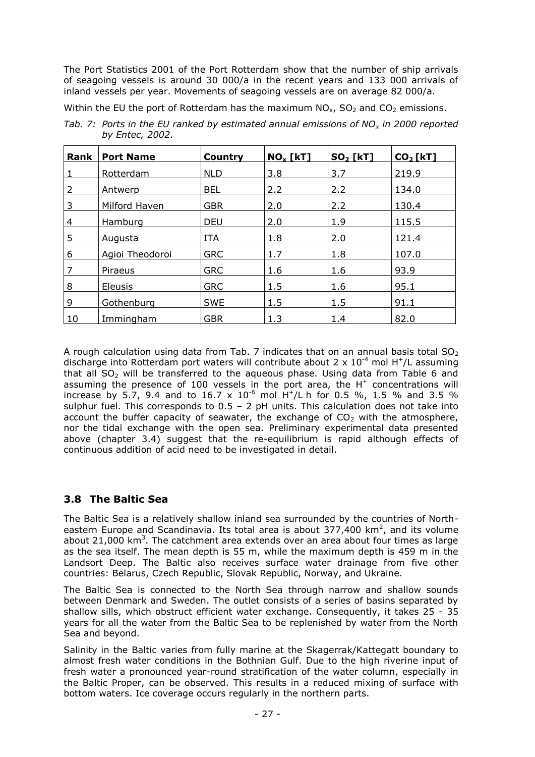The Port Statistics 2001 of the Port Rotterdam show that the number of ship arrivals of seagoing vessels is around 30 000/a in the recent years and 133 000 arrivals of inland vessels per year. Movements of seagoing vessels are on average 82 000/a.

Within the EU the port of Rotterdam has the maximum $NO_x$, $SO_2$ and $CO_2$ emissions.

*Tab. 7: Ports in the EU ranked by estimated annual emissions of $NO_x$ in 2000 reported by Entec, 2002.*

| Rank | Port Name | Country | $NO_x$ [kT] | $SO_2$ [kT] | $CO_2$ [kT] |
|---|---|---|---|---|---|
| 1 | Rotterdam | NLD | 3.8 | 3.7 | 219.9 |
| 2 | Antwerp | BEL | 2.2 | 2.2 | 134.0 |
| 3 | Milford Haven | GBR | 2.0 | 2.2 | 130.4 |
| 4 | Hamburg | DEU | 2.0 | 1.9 | 115.5 |
| 5 | Augusta | ITA | 1.8 | 2.0 | 121.4 |
| 6 | Agioi Theodoroi | GRC | 1.7 | 1.8 | 107.0 |
| 7 | Piraeus | GRC | 1.6 | 1.6 | 93.9 |
| 8 | Eleusis | GRC | 1.5 | 1.6 | 95.1 |
| 9 | Gothenburg | SWE | 1.5 | 1.5 | 91.1 |
| 10 | Immingham | GBR | 1.3 | 1.4 | 82.0 |

A rough calculation using data from Tab. 7 indicates that on an annual basis total $SO_2$ discharge into Rotterdam port waters will contribute about $2 \times 10^{-4}$ mol $H^+$/L assuming that all $SO_2$ will be transferred to the aqueous phase. Using data from Table 6 and assuming the presence of 100 vessels in the port area, the $H^+$ concentrations will increase by 5.7, 9.4 and to $16.7 \times 10^{-6}$ mol $H^+$/L h for 0.5 %, 1.5 % and 3.5 % sulphur fuel. This corresponds to 0.5 – 2 pH units. This calculation does not take into account the buffer capacity of seawater, the exchange of $CO_2$ with the atmosphere, nor the tidal exchange with the open sea. Preliminary experimental data presented above (chapter 3.4) suggest that the re-equilibrium is rapid although effects of continuous addition of acid need to be investigated in detail.

## 3.8 The Baltic Sea

The Baltic Sea is a relatively shallow inland sea surrounded by the countries of North-eastern Europe and Scandinavia. Its total area is about 377,400 km$^2$, and its volume about 21,000 km$^3$. The catchment area extends over an area about four times as large as the sea itself. The mean depth is 55 m, while the maximum depth is 459 m in the Landsort Deep. The Baltic also receives surface water drainage from five other countries: Belarus, Czech Republic, Slovak Republic, Norway, and Ukraine.

The Baltic Sea is connected to the North Sea through narrow and shallow sounds between Denmark and Sweden. The outlet consists of a series of basins separated by shallow sills, which obstruct efficient water exchange. Consequently, it takes 25 - 35 years for all the water from the Baltic Sea to be replenished by water from the North Sea and beyond.

Salinity in the Baltic varies from fully marine at the Skagerrak/Kattegatt boundary to almost fresh water conditions in the Bothnian Gulf. Due to the high riverine input of fresh water a pronounced year-round stratification of the water column, especially in the Baltic Proper, can be observed. This results in a reduced mixing of surface with bottom waters. Ice coverage occurs regularly in the northern parts.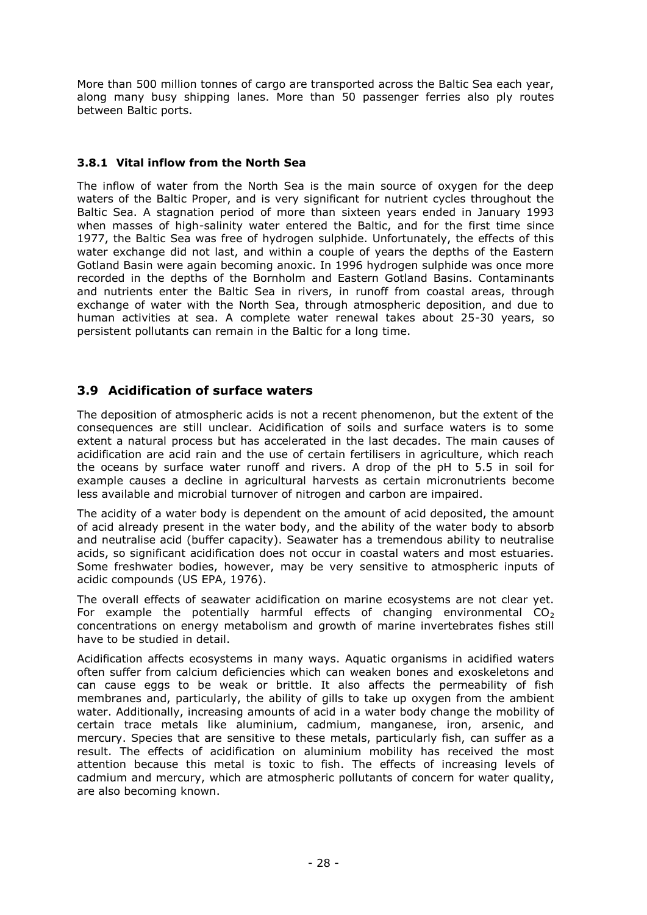More than 500 million tonnes of cargo are transported across the Baltic Sea each year, along many busy shipping lanes. More than 50 passenger ferries also ply routes between Baltic ports.

### 3.8.1 Vital inflow from the North Sea

The inflow of water from the North Sea is the main source of oxygen for the deep waters of the Baltic Proper, and is very significant for nutrient cycles throughout the Baltic Sea. A stagnation period of more than sixteen years ended in January 1993 when masses of high-salinity water entered the Baltic, and for the first time since 1977, the Baltic Sea was free of hydrogen sulphide. Unfortunately, the effects of this water exchange did not last, and within a couple of years the depths of the Eastern Gotland Basin were again becoming anoxic. In 1996 hydrogen sulphide was once more recorded in the depths of the Bornholm and Eastern Gotland Basins. Contaminants and nutrients enter the Baltic Sea in rivers, in runoff from coastal areas, through exchange of water with the North Sea, through atmospheric deposition, and due to human activities at sea. A complete water renewal takes about 25-30 years, so persistent pollutants can remain in the Baltic for a long time.

## 3.9 Acidification of surface waters

The deposition of atmospheric acids is not a recent phenomenon, but the extent of the consequences are still unclear. Acidification of soils and surface waters is to some extent a natural process but has accelerated in the last decades. The main causes of acidification are acid rain and the use of certain fertilisers in agriculture, which reach the oceans by surface water runoff and rivers. A drop of the pH to 5.5 in soil for example causes a decline in agricultural harvests as certain micronutrients become less available and microbial turnover of nitrogen and carbon are impaired.

The acidity of a water body is dependent on the amount of acid deposited, the amount of acid already present in the water body, and the ability of the water body to absorb and neutralise acid (buffer capacity). Seawater has a tremendous ability to neutralise acids, so significant acidification does not occur in coastal waters and most estuaries. Some freshwater bodies, however, may be very sensitive to atmospheric inputs of acidic compounds (US EPA, 1976).

The overall effects of seawater acidification on marine ecosystems are not clear yet. For example the potentially harmful effects of changing environmental $CO_2$ concentrations on energy metabolism and growth of marine invertebrates fishes still have to be studied in detail.

Acidification affects ecosystems in many ways. Aquatic organisms in acidified waters often suffer from calcium deficiencies which can weaken bones and exoskeletons and can cause eggs to be weak or brittle. It also affects the permeability of fish membranes and, particularly, the ability of gills to take up oxygen from the ambient water. Additionally, increasing amounts of acid in a water body change the mobility of certain trace metals like aluminium, cadmium, manganese, iron, arsenic, and mercury. Species that are sensitive to these metals, particularly fish, can suffer as a result. The effects of acidification on aluminium mobility has received the most attention because this metal is toxic to fish. The effects of increasing levels of cadmium and mercury, which are atmospheric pollutants of concern for water quality, are also becoming known.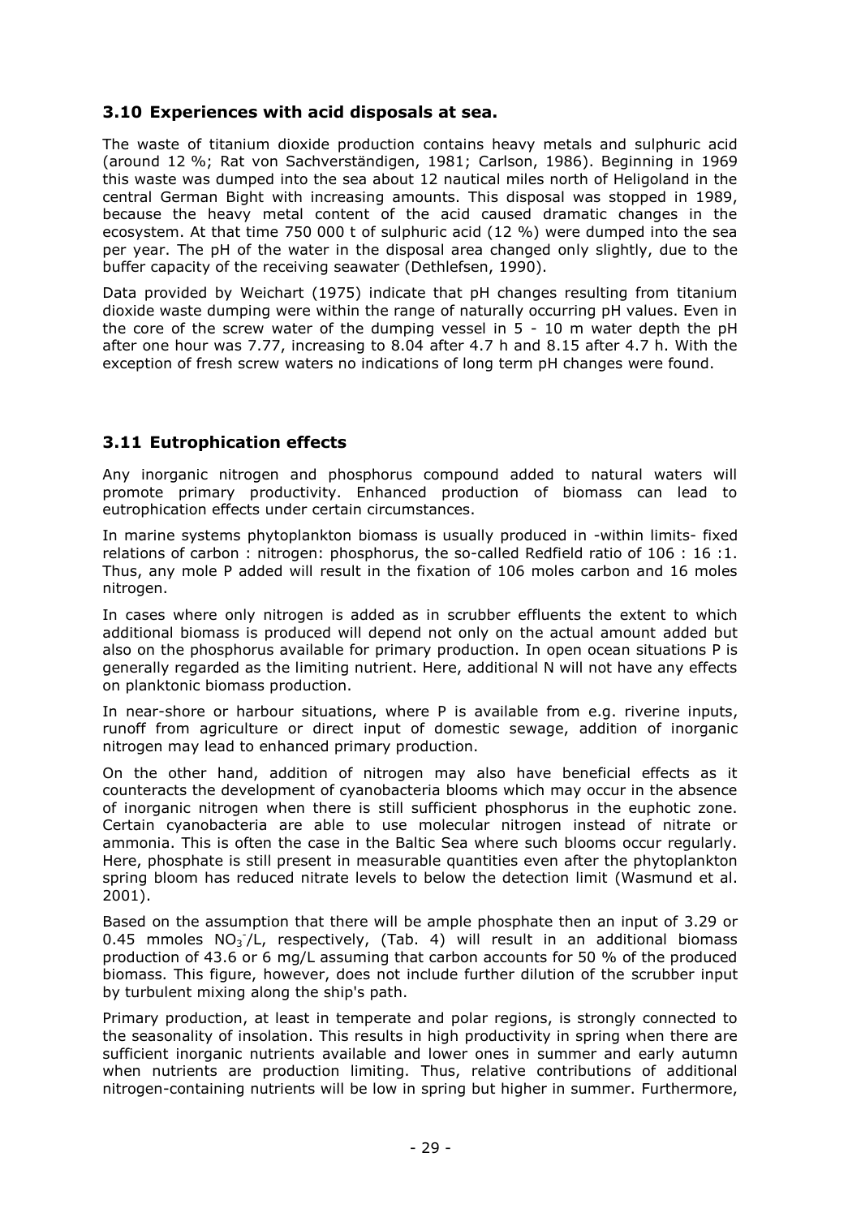## 3.10 Experiences with acid disposals at sea.

The waste of titanium dioxide production contains heavy metals and sulphuric acid (around 12 %; Rat von Sachverständigen, 1981; Carlson, 1986). Beginning in 1969 this waste was dumped into the sea about 12 nautical miles north of Heligoland in the central German Bight with increasing amounts. This disposal was stopped in 1989, because the heavy metal content of the acid caused dramatic changes in the ecosystem. At that time 750 000 t of sulphuric acid (12 %) were dumped into the sea per year. The pH of the water in the disposal area changed only slightly, due to the buffer capacity of the receiving seawater (Dethlefsen, 1990).

Data provided by Weichart (1975) indicate that pH changes resulting from titanium dioxide waste dumping were within the range of naturally occurring pH values. Even in the core of the screw water of the dumping vessel in 5 - 10 m water depth the pH after one hour was 7.77, increasing to 8.04 after 4.7 h and 8.15 after 4.7 h. With the exception of fresh screw waters no indications of long term pH changes were found.

## 3.11 Eutrophication effects

Any inorganic nitrogen and phosphorus compound added to natural waters will promote primary productivity. Enhanced production of biomass can lead to eutrophication effects under certain circumstances.

In marine systems phytoplankton biomass is usually produced in -within limits- fixed relations of carbon : nitrogen: phosphorus, the so-called Redfield ratio of 106 : 16 :1. Thus, any mole P added will result in the fixation of 106 moles carbon and 16 moles nitrogen.

In cases where only nitrogen is added as in scrubber effluents the extent to which additional biomass is produced will depend not only on the actual amount added but also on the phosphorus available for primary production. In open ocean situations P is generally regarded as the limiting nutrient. Here, additional N will not have any effects on planktonic biomass production.

In near-shore or harbour situations, where P is available from e.g. riverine inputs, runoff from agriculture or direct input of domestic sewage, addition of inorganic nitrogen may lead to enhanced primary production.

On the other hand, addition of nitrogen may also have beneficial effects as it counteracts the development of cyanobacteria blooms which may occur in the absence of inorganic nitrogen when there is still sufficient phosphorus in the euphotic zone. Certain cyanobacteria are able to use molecular nitrogen instead of nitrate or ammonia. This is often the case in the Baltic Sea where such blooms occur regularly. Here, phosphate is still present in measurable quantities even after the phytoplankton spring bloom has reduced nitrate levels to below the detection limit (Wasmund et al. 2001).

Based on the assumption that there will be ample phosphate then an input of 3.29 or 0.45 mmoles $NO_3^-$/L, respectively, (Tab. 4) will result in an additional biomass production of 43.6 or 6 mg/L assuming that carbon accounts for 50 % of the produced biomass. This figure, however, does not include further dilution of the scrubber input by turbulent mixing along the ship's path.

Primary production, at least in temperate and polar regions, is strongly connected to the seasonality of insolation. This results in high productivity in spring when there are sufficient inorganic nutrients available and lower ones in summer and early autumn when nutrients are production limiting. Thus, relative contributions of additional nitrogen-containing nutrients will be low in spring but higher in summer. Furthermore,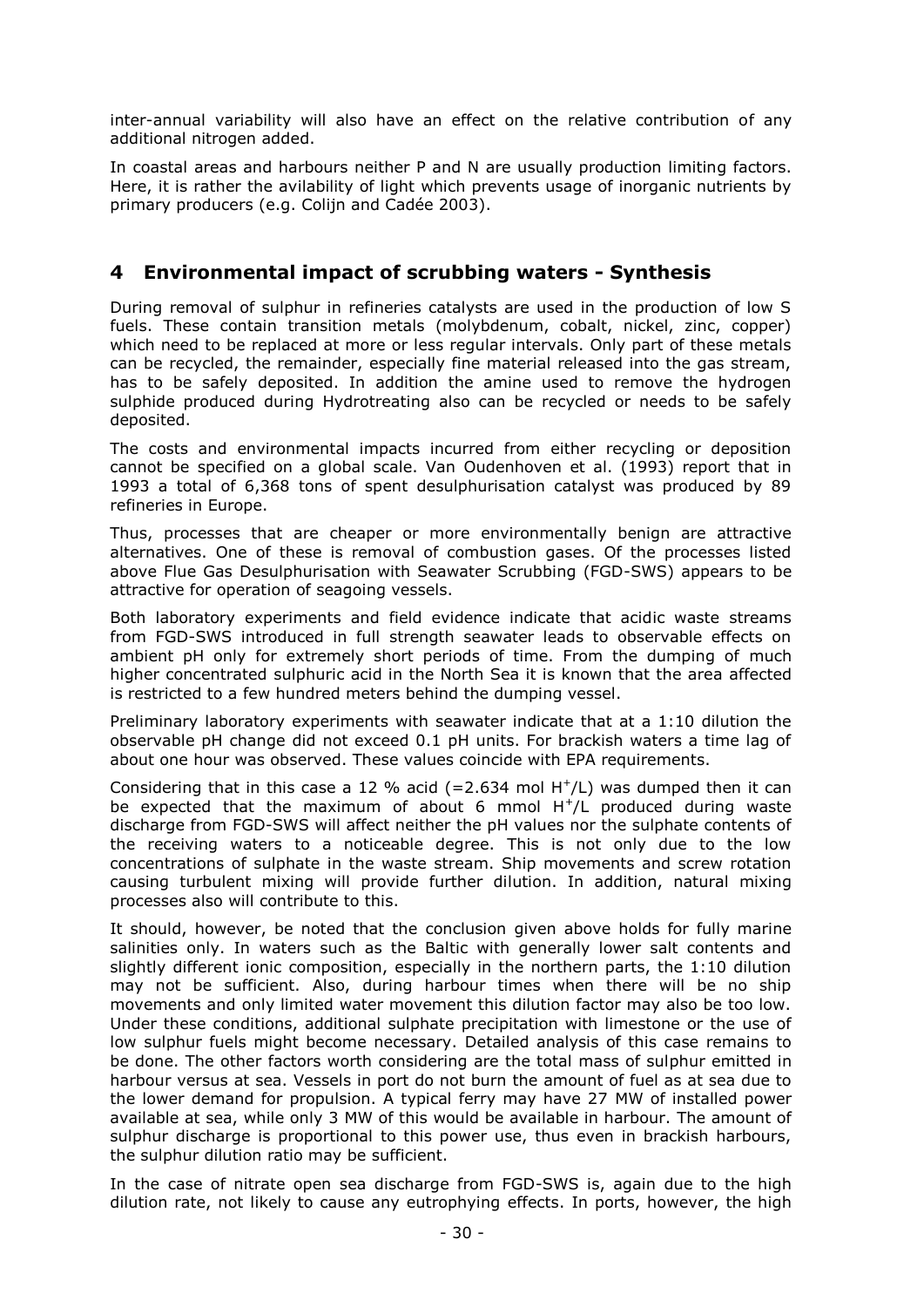inter-annual variability will also have an effect on the relative contribution of any additional nitrogen added.

In coastal areas and harbours neither P and N are usually production limiting factors. Here, it is rather the avilability of light which prevents usage of inorganic nutrients by primary producers (e.g. Colijn and Cadée 2003).

# 4 Environmental impact of scrubbing waters - Synthesis

During removal of sulphur in refineries catalysts are used in the production of low S fuels. These contain transition metals (molybdenum, cobalt, nickel, zinc, copper) which need to be replaced at more or less regular intervals. Only part of these metals can be recycled, the remainder, especially fine material released into the gas stream, has to be safely deposited. In addition the amine used to remove the hydrogen sulphide produced during Hydrotreating also can be recycled or needs to be safely deposited.

The costs and environmental impacts incurred from either recycling or deposition cannot be specified on a global scale. Van Oudenhoven et al. (1993) report that in 1993 a total of 6,368 tons of spent desulphurisation catalyst was produced by 89 refineries in Europe.

Thus, processes that are cheaper or more environmentally benign are attractive alternatives. One of these is removal of combustion gases. Of the processes listed above Flue Gas Desulphurisation with Seawater Scrubbing (FGD-SWS) appears to be attractive for operation of seagoing vessels.

Both laboratory experiments and field evidence indicate that acidic waste streams from FGD-SWS introduced in full strength seawater leads to observable effects on ambient pH only for extremely short periods of time. From the dumping of much higher concentrated sulphuric acid in the North Sea it is known that the area affected is restricted to a few hundred meters behind the dumping vessel.

Preliminary laboratory experiments with seawater indicate that at a 1:10 dilution the observable pH change did not exceed 0.1 pH units. For brackish waters a time lag of about one hour was observed. These values coincide with EPA requirements.

Considering that in this case a 12 % acid (=2.634 mol $H^+$/L) was dumped then it can be expected that the maximum of about 6 mmol $H^+$/L produced during waste discharge from FGD-SWS will affect neither the pH values nor the sulphate contents of the receiving waters to a noticeable degree. This is not only due to the low concentrations of sulphate in the waste stream. Ship movements and screw rotation causing turbulent mixing will provide further dilution. In addition, natural mixing processes also will contribute to this.

It should, however, be noted that the conclusion given above holds for fully marine salinities only. In waters such as the Baltic with generally lower salt contents and slightly different ionic composition, especially in the northern parts, the 1:10 dilution may not be sufficient. Also, during harbour times when there will be no ship movements and only limited water movement this dilution factor may also be too low. Under these conditions, additional sulphate precipitation with limestone or the use of low sulphur fuels might become necessary. Detailed analysis of this case remains to be done. The other factors worth considering are the total mass of sulphur emitted in harbour versus at sea. Vessels in port do not burn the amount of fuel as at sea due to the lower demand for propulsion. A typical ferry may have 27 MW of installed power available at sea, while only 3 MW of this would be available in harbour. The amount of sulphur discharge is proportional to this power use, thus even in brackish harbours, the sulphur dilution ratio may be sufficient.

In the case of nitrate open sea discharge from FGD-SWS is, again due to the high dilution rate, not likely to cause any eutrophying effects. In ports, however, the high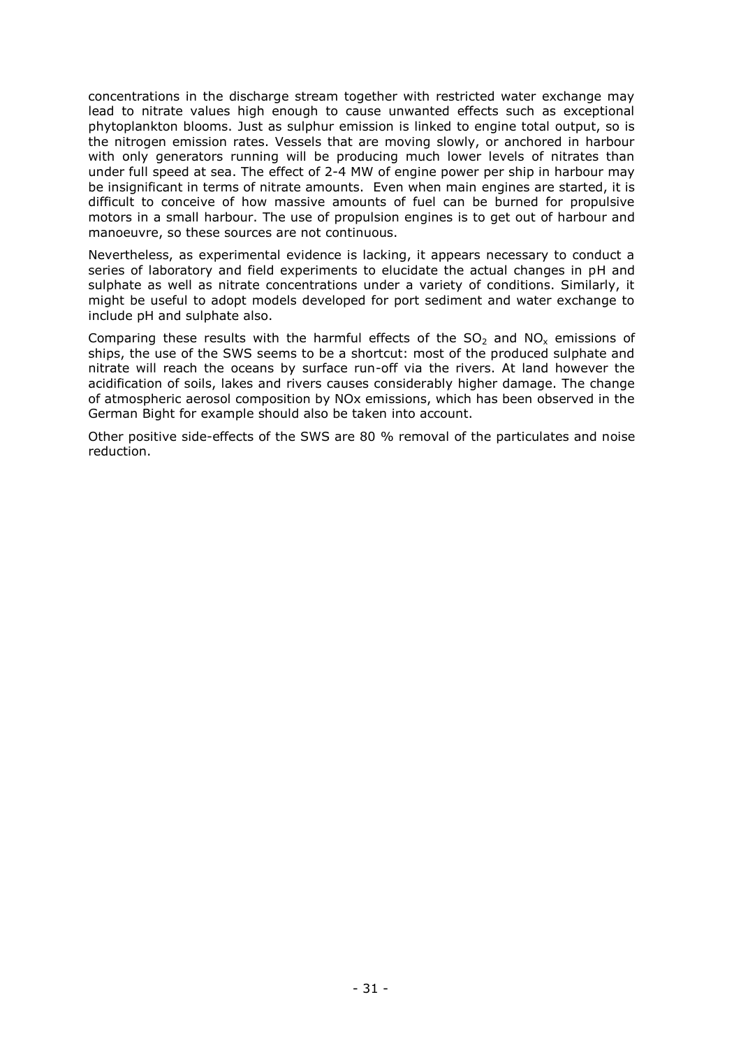concentrations in the discharge stream together with restricted water exchange may lead to nitrate values high enough to cause unwanted effects such as exceptional phytoplankton blooms. Just as sulphur emission is linked to engine total output, so is the nitrogen emission rates. Vessels that are moving slowly, or anchored in harbour with only generators running will be producing much lower levels of nitrates than under full speed at sea. The effect of 2-4 MW of engine power per ship in harbour may be insignificant in terms of nitrate amounts. Even when main engines are started, it is difficult to conceive of how massive amounts of fuel can be burned for propulsive motors in a small harbour. The use of propulsion engines is to get out of harbour and manoeuvre, so these sources are not continuous.

Nevertheless, as experimental evidence is lacking, it appears necessary to conduct a series of laboratory and field experiments to elucidate the actual changes in pH and sulphate as well as nitrate concentrations under a variety of conditions. Similarly, it might be useful to adopt models developed for port sediment and water exchange to include pH and sulphate also.

Comparing these results with the harmful effects of the $SO_2$ and $NO_x$ emissions of ships, the use of the SWS seems to be a shortcut: most of the produced sulphate and nitrate will reach the oceans by surface run-off via the rivers. At land however the acidification of soils, lakes and rivers causes considerably higher damage. The change of atmospheric aerosol composition by NOx emissions, which has been observed in the German Bight for example should also be taken into account.

Other positive side-effects of the SWS are 80 % removal of the particulates and noise reduction.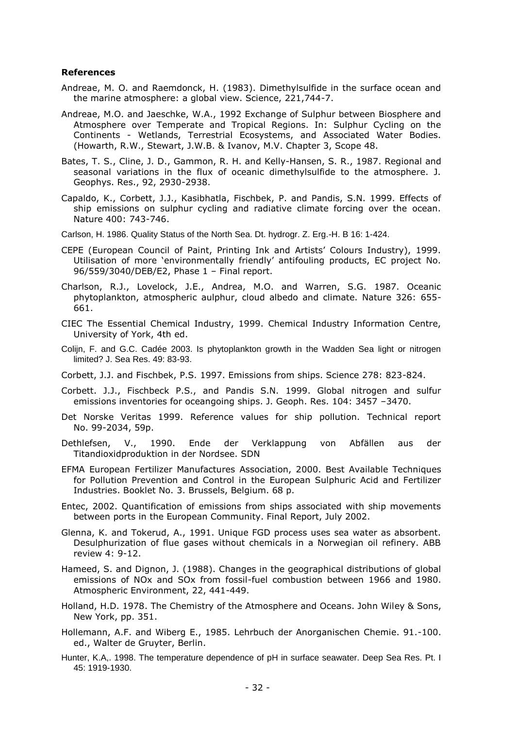**References**

Andreae, M. O. and Raemdonck, H. (1983). Dimethylsulfide in the surface ocean and the marine atmosphere: a global view. Science, 221,744-7.

Andreae, M.O. and Jaeschke, W.A., 1992 Exchange of Sulphur between Biosphere and Atmosphere over Temperate and Tropical Regions. In: Sulphur Cycling on the Continents - Wetlands, Terrestrial Ecosystems, and Associated Water Bodies. (Howarth, R.W., Stewart, J.W.B. & Ivanov, M.V. Chapter 3, Scope 48.

Bates, T. S., Cline, J. D., Gammon, R. H. and Kelly-Hansen, S. R., 1987. Regional and seasonal variations in the flux of oceanic dimethylsulfide to the atmosphere. J. Geophys. Res., 92, 2930-2938.

Capaldo, K., Corbett, J.J., Kasibhatla, Fischbek, P. and Pandis, S.N. 1999. Effects of ship emissions on sulphur cycling and radiative climate forcing over the ocean. Nature 400: 743-746.

Carlson, H. 1986. Quality Status of the North Sea. Dt. hydrogr. Z. Erg.-H. B 16: 1-424.

CEPE (European Council of Paint, Printing Ink and Artists' Colours Industry), 1999. Utilisation of more 'environmentally friendly' antifouling products, EC project No. 96/559/3040/DEB/E2, Phase 1 – Final report.

Charlson, R.J., Lovelock, J.E., Andrea, M.O. and Warren, S.G. 1987. Oceanic phytoplankton, atmospheric aulphur, cloud albedo and climate. Nature 326: 655-661.

CIEC The Essential Chemical Industry, 1999. Chemical Industry Information Centre, University of York, 4th ed.

Colijn, F. and G.C. Cadée 2003. Is phytoplankton growth in the Wadden Sea light or nitrogen limited? J. Sea Res. 49: 83-93.

Corbett, J.J. and Fischbek, P.S. 1997. Emissions from ships. Science 278: 823-824.

Corbett. J.J., Fischbeck P.S., and Pandis S.N. 1999. Global nitrogen and sulfur emissions inventories for oceangoing ships. J. Geoph. Res. 104: 3457 –3470.

Det Norske Veritas 1999. Reference values for ship pollution. Technical report No. 99-2034, 59p.

Dethlefsen, V., 1990. Ende der Verklappung von Abfällen aus der Titandioxidproduktion in der Nordsee. SDN

EFMA European Fertilizer Manufactures Association, 2000. Best Available Techniques for Pollution Prevention and Control in the European Sulphuric Acid and Fertilizer Industries. Booklet No. 3. Brussels, Belgium. 68 p.

Entec, 2002. Quantification of emissions from ships associated with ship movements between ports in the European Community. Final Report, July 2002.

Glenna, K. and Tokerud, A., 1991. Unique FGD process uses sea water as absorbent. Desulphurization of flue gases without chemicals in a Norwegian oil refinery. ABB review 4: 9-12.

Hameed, S. and Dignon, J. (1988). Changes in the geographical distributions of global emissions of NOx and SOx from fossil-fuel combustion between 1966 and 1980. Atmospheric Environment, 22, 441-449.

Holland, H.D. 1978. The Chemistry of the Atmosphere and Oceans. John Wiley & Sons, New York, pp. 351.

Hollemann, A.F. and Wiberg E., 1985. Lehrbuch der Anorganischen Chemie. 91.-100. ed., Walter de Gruyter, Berlin.

Hunter, K.A,. 1998. The temperature dependence of pH in surface seawater. Deep Sea Res. Pt. I 45: 1919-1930.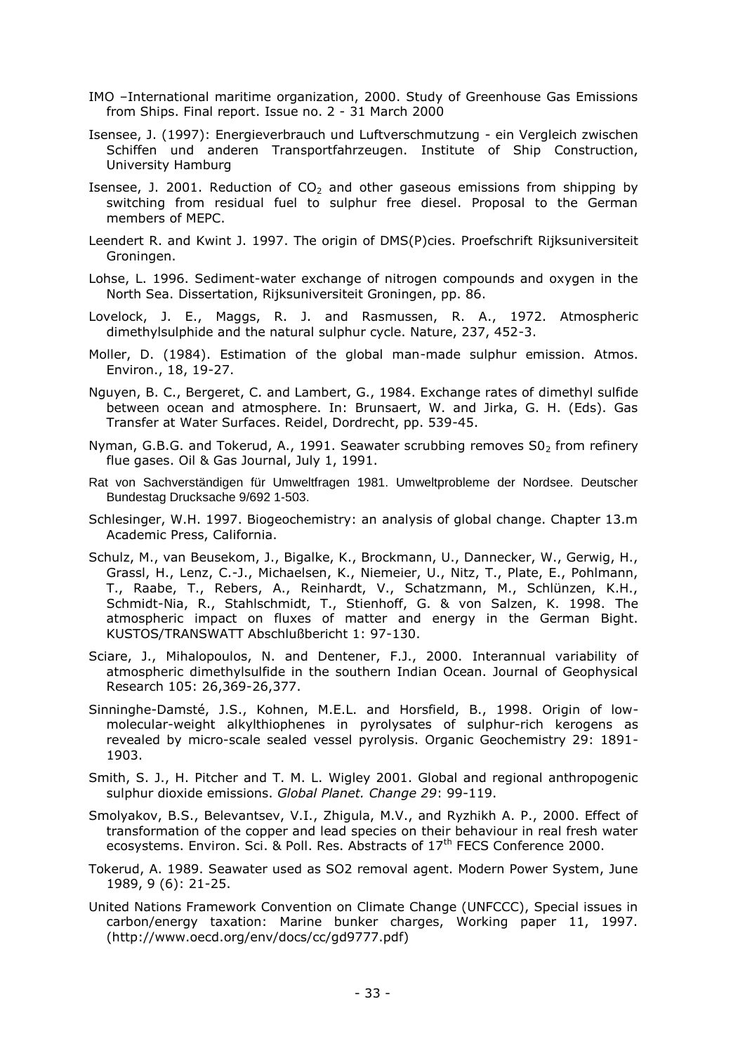IMO –International maritime organization, 2000. Study of Greenhouse Gas Emissions from Ships. Final report. Issue no. 2 - 31 March 2000

Isensee, J. (1997): Energieverbrauch und Luftverschmutzung - ein Vergleich zwischen Schiffen und anderen Transportfahrzeugen. Institute of Ship Construction, University Hamburg

Isensee, J. 2001. Reduction of $CO_2$ and other gaseous emissions from shipping by switching from residual fuel to sulphur free diesel. Proposal to the German members of MEPC.

Leendert R. and Kwint J. 1997. The origin of DMS(P)cies. Proefschrift Rijksuniversiteit Groningen.

Lohse, L. 1996. Sediment-water exchange of nitrogen compounds and oxygen in the North Sea. Dissertation, Rijksuniversiteit Groningen, pp. 86.

Lovelock, J. E., Maggs, R. J. and Rasmussen, R. A., 1972. Atmospheric dimethylsulphide and the natural sulphur cycle. Nature, 237, 452-3.

Moller, D. (1984). Estimation of the global man-made sulphur emission. Atmos. Environ., 18, 19-27.

Nguyen, B. C., Bergeret, C. and Lambert, G., 1984. Exchange rates of dimethyl sulfide between ocean and atmosphere. In: Brunsaert, W. and Jirka, G. H. (Eds). Gas Transfer at Water Surfaces. Reidel, Dordrecht, pp. 539-45.

Nyman, G.B.G. and Tokerud, A., 1991. Seawater scrubbing removes $S0_2$ from refinery flue gases. Oil & Gas Journal, July 1, 1991.

Rat von Sachverständigen für Umweltfragen 1981. Umweltprobleme der Nordsee. Deutscher Bundestag Drucksache 9/692 1-503.

Schlesinger, W.H. 1997. Biogeochemistry: an analysis of global change. Chapter 13.m Academic Press, California.

Schulz, M., van Beusekom, J., Bigalke, K., Brockmann, U., Dannecker, W., Gerwig, H., Grassl, H., Lenz, C.-J., Michaelsen, K., Niemeier, U., Nitz, T., Plate, E., Pohlmann, T., Raabe, T., Rebers, A., Reinhardt, V., Schatzmann, M., Schlünzen, K.H., Schmidt-Nia, R., Stahlschmidt, T., Stienhoff, G. & von Salzen, K. 1998. The atmospheric impact on fluxes of matter and energy in the German Bight. KUSTOS/TRANSWATT Abschlußbericht 1: 97-130.

Sciare, J., Mihalopoulos, N. and Dentener, F.J., 2000. Interannual variability of atmospheric dimethylsulfide in the southern Indian Ocean. Journal of Geophysical Research 105: 26,369-26,377.

Sinninghe-Damsté, J.S., Kohnen, M.E.L. and Horsfield, B., 1998. Origin of low-molecular-weight alkylthiophenes in pyrolysates of sulphur-rich kerogens as revealed by micro-scale sealed vessel pyrolysis. Organic Geochemistry 29: 1891-1903.

Smith, S. J., H. Pitcher and T. M. L. Wigley 2001. Global and regional anthropogenic sulphur dioxide emissions. *Global Planet. Change 29*: 99-119.

Smolyakov, B.S., Belevantsev, V.I., Zhigula, M.V., and Ryzhikh A. P., 2000. Effect of transformation of the copper and lead species on their behaviour in real fresh water ecosystems. Environ. Sci. & Poll. Res. Abstracts of 17th FECS Conference 2000.

Tokerud, A. 1989. Seawater used as SO2 removal agent. Modern Power System, June 1989, 9 (6): 21-25.

United Nations Framework Convention on Climate Change (UNFCCC), Special issues in carbon/energy taxation: Marine bunker charges, Working paper 11, 1997. (http://www.oecd.org/env/docs/cc/gd9777.pdf)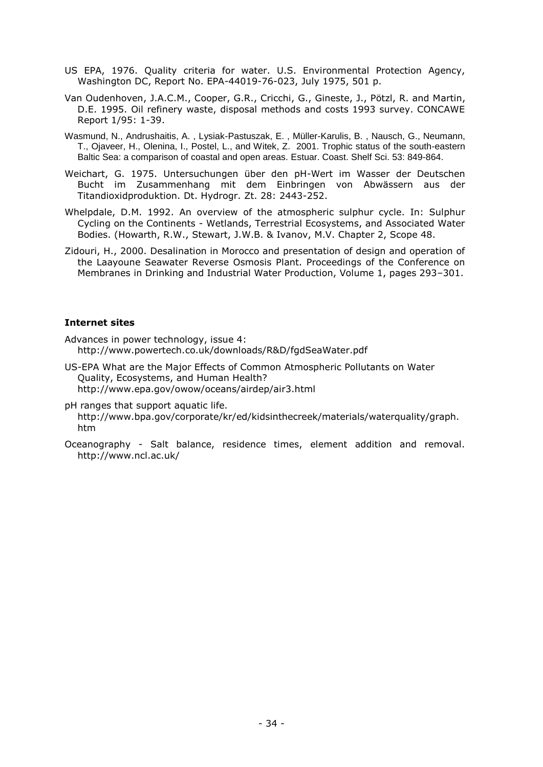US EPA, 1976. Quality criteria for water. U.S. Environmental Protection Agency, Washington DC, Report No. EPA-44019-76-023, July 1975, 501 p.

Van Oudenhoven, J.A.C.M., Cooper, G.R., Cricchi, G., Gineste, J., Pötzl, R. and Martin, D.E. 1995. Oil refinery waste, disposal methods and costs 1993 survey. CONCAWE Report 1/95: 1-39.

Wasmund, N., Andrushaitis, A. , Lysiak-Pastuszak, E. , Müller-Karulis, B. , Nausch, G., Neumann, T., Ojaveer, H., Olenina, I., Postel, L., and Witek, Z. 2001. Trophic status of the south-eastern Baltic Sea: a comparison of coastal and open areas. Estuar. Coast. Shelf Sci. 53: 849-864.

Weichart, G. 1975. Untersuchungen über den pH-Wert im Wasser der Deutschen Bucht im Zusammenhang mit dem Einbringen von Abwässern aus der Titandioxidproduktion. Dt. Hydrogr. Zt. 28: 2443-252.

Whelpdale, D.M. 1992. An overview of the atmospheric sulphur cycle. In: Sulphur Cycling on the Continents - Wetlands, Terrestrial Ecosystems, and Associated Water Bodies. (Howarth, R.W., Stewart, J.W.B. & Ivanov, M.V. Chapter 2, Scope 48.

Zidouri, H., 2000. Desalination in Morocco and presentation of design and operation of the Laayoune Seawater Reverse Osmosis Plant. Proceedings of the Conference on Membranes in Drinking and Industrial Water Production, Volume 1, pages 293–301.

**Internet sites**

Advances in power technology, issue 4:
http://www.powertech.co.uk/downloads/R&D/fgdSeaWater.pdf

US-EPA What are the Major Effects of Common Atmospheric Pollutants on Water Quality, Ecosystems, and Human Health?
http://www.epa.gov/owow/oceans/airdep/air3.html

pH ranges that support aquatic life.
http://www.bpa.gov/corporate/kr/ed/kidsinthecreek/materials/waterquality/graph.htm

Oceanography - Salt balance, residence times, element addition and removal.
http://www.ncl.ac.uk/